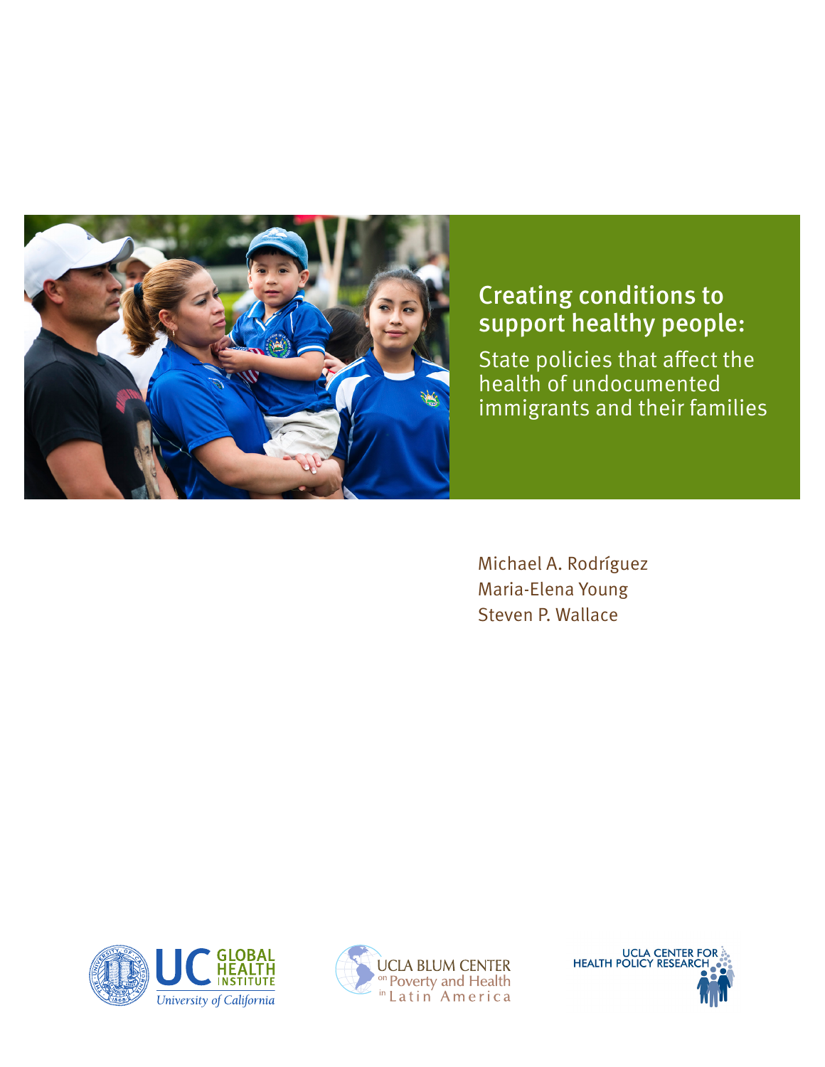# Creating conditions to support healthy people:

## State policies that affect the health of undocumented immigrants and their families

Michael A. Rodríguez
Maria-Elena Young
Steven P. Wallace

UC GLOBAL HEALTH INSTITUTE
University of California

UCLA BLUM CENTER on Poverty and Health in Latin America

UCLA CENTER FOR HEALTH POLICY RESEARCH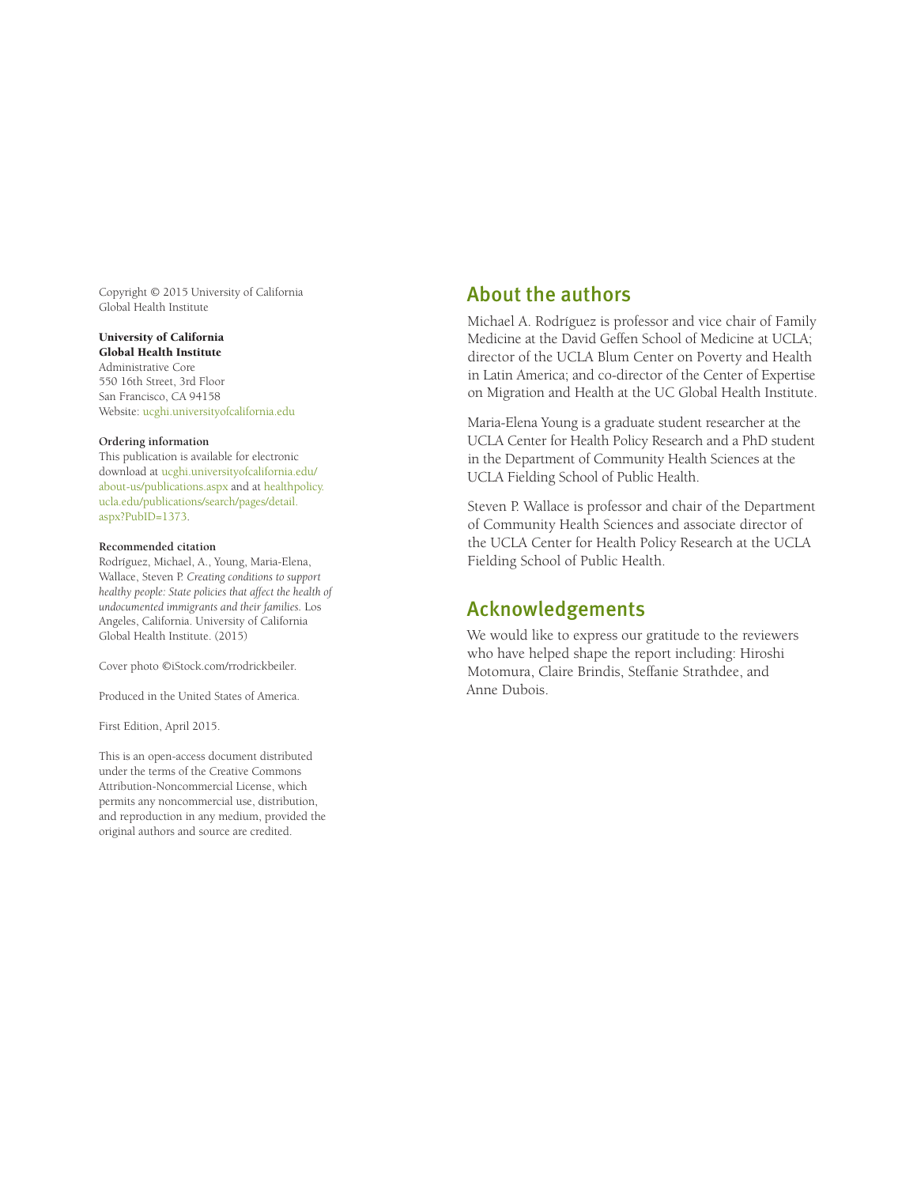Copyright © 2015 University of California Global Health Institute

**University of California Global Health Institute**
Administrative Core
550 16th Street, 3rd Floor
San Francisco, CA 94158
Website: ucghi.universityofcalifornia.edu

**Ordering information**
This publication is available for electronic download at ucghi.universityofcalifornia.edu/about-us/publications.aspx and at healthpolicy.ucla.edu/publications/search/pages/detail.aspx?PubID=1373.

**Recommended citation**
Rodríguez, Michael, A., Young, Maria-Elena, Wallace, Steven P. *Creating conditions to support healthy people: State policies that affect the health of undocumented immigrants and their families.* Los Angeles, California. University of California Global Health Institute. (2015)

Cover photo ©iStock.com/rrodrickbeiler.

Produced in the United States of America.

First Edition, April 2015.

This is an open-access document distributed under the terms of the Creative Commons Attribution-Noncommercial License, which permits any noncommercial use, distribution, and reproduction in any medium, provided the original authors and source are credited.

## About the authors

Michael A. Rodríguez is professor and vice chair of Family Medicine at the David Geffen School of Medicine at UCLA; director of the UCLA Blum Center on Poverty and Health in Latin America; and co-director of the Center of Expertise on Migration and Health at the UC Global Health Institute.

Maria-Elena Young is a graduate student researcher at the UCLA Center for Health Policy Research and a PhD student in the Department of Community Health Sciences at the UCLA Fielding School of Public Health.

Steven P. Wallace is professor and chair of the Department of Community Health Sciences and associate director of the UCLA Center for Health Policy Research at the UCLA Fielding School of Public Health.

## Acknowledgements

We would like to express our gratitude to the reviewers who have helped shape the report including: Hiroshi Motomura, Claire Brindis, Steffanie Strathdee, and Anne Dubois.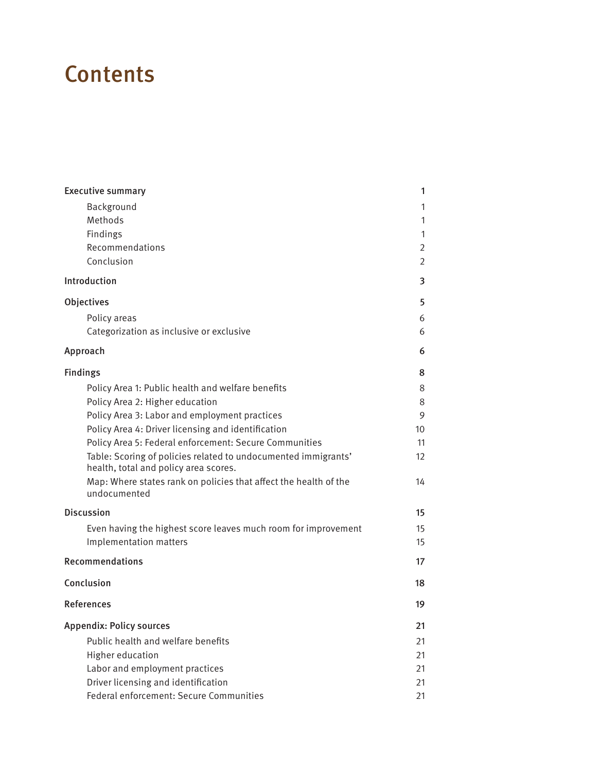# Contents

| | |
|---|---|
| **Executive summary** | **1** |
| Background | 1 |
| Methods | 1 |
| Findings | 1 |
| Recommendations | 2 |
| Conclusion | 2 |
| **Introduction** | **3** |
| **Objectives** | **5** |
| Policy areas | 6 |
| Categorization as inclusive or exclusive | 6 |
| **Approach** | **6** |
| **Findings** | **8** |
| Policy Area 1: Public health and welfare benefits | 8 |
| Policy Area 2: Higher education | 8 |
| Policy Area 3: Labor and employment practices | 9 |
| Policy Area 4: Driver licensing and identification | 10 |
| Policy Area 5: Federal enforcement: Secure Communities | 11 |
| Table: Scoring of policies related to undocumented immigrants' health, total and policy area scores. | 12 |
| Map: Where states rank on policies that affect the health of the undocumented | 14 |
| **Discussion** | **15** |
| Even having the highest score leaves much room for improvement | 15 |
| Implementation matters | 15 |
| **Recommendations** | **17** |
| **Conclusion** | **18** |
| **References** | **19** |
| **Appendix: Policy sources** | **21** |
| Public health and welfare benefits | 21 |
| Higher education | 21 |
| Labor and employment practices | 21 |
| Driver licensing and identification | 21 |
| Federal enforcement: Secure Communities | 21 |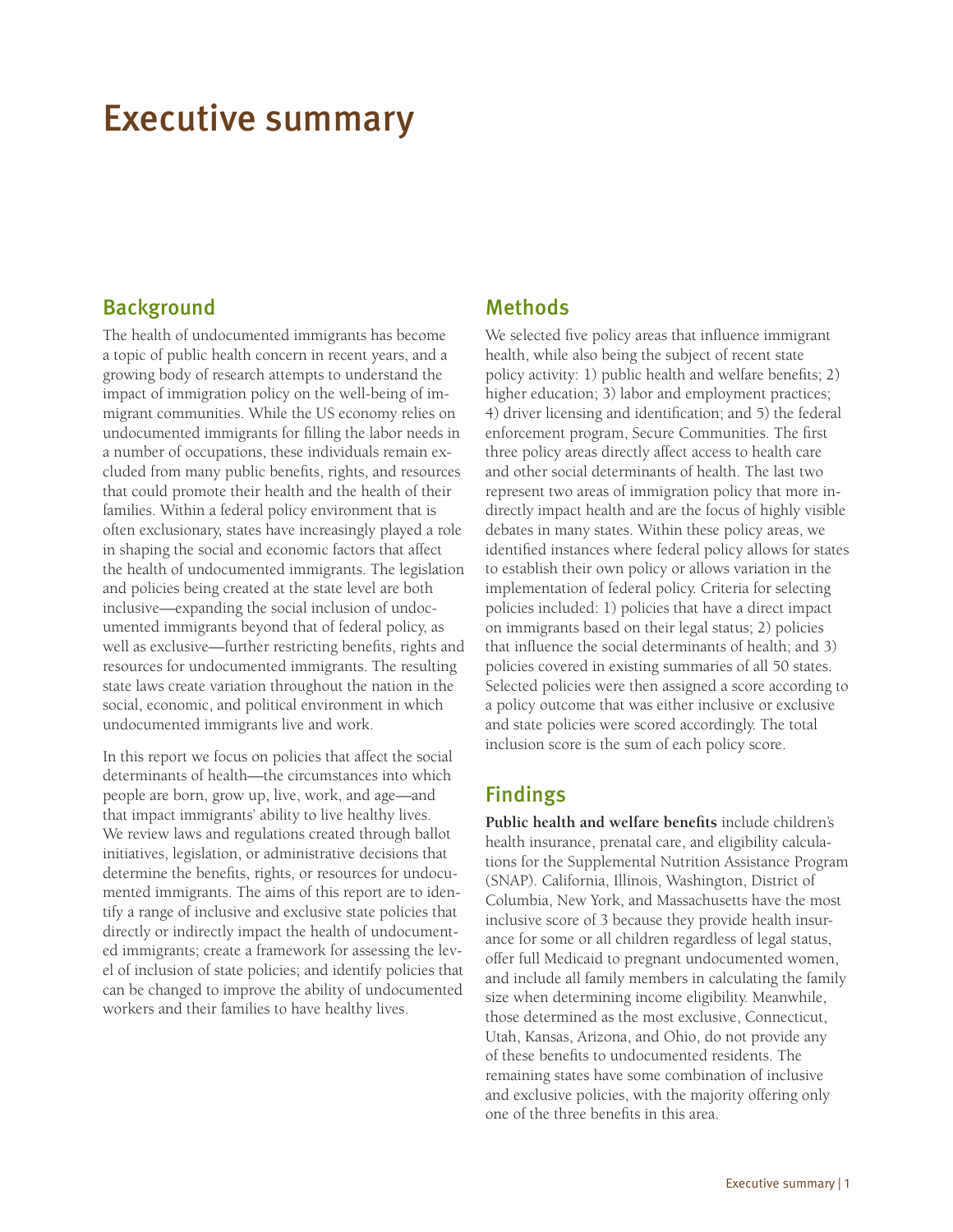# Executive summary

## Background

The health of undocumented immigrants has become a topic of public health concern in recent years, and a growing body of research attempts to understand the impact of immigration policy on the well-being of immigrant communities. While the US economy relies on undocumented immigrants for filling the labor needs in a number of occupations, these individuals remain excluded from many public benefits, rights, and resources that could promote their health and the health of their families. Within a federal policy environment that is often exclusionary, states have increasingly played a role in shaping the social and economic factors that affect the health of undocumented immigrants. The legislation and policies being created at the state level are both inclusive—expanding the social inclusion of undocumented immigrants beyond that of federal policy, as well as exclusive—further restricting benefits, rights and resources for undocumented immigrants. The resulting state laws create variation throughout the nation in the social, economic, and political environment in which undocumented immigrants live and work.

In this report we focus on policies that affect the social determinants of health—the circumstances into which people are born, grow up, live, work, and age—and that impact immigrants' ability to live healthy lives. We review laws and regulations created through ballot initiatives, legislation, or administrative decisions that determine the benefits, rights, or resources for undocumented immigrants. The aims of this report are to identify a range of inclusive and exclusive state policies that directly or indirectly impact the health of undocumented immigrants; create a framework for assessing the level of inclusion of state policies; and identify policies that can be changed to improve the ability of undocumented workers and their families to have healthy lives.

## Methods

We selected five policy areas that influence immigrant health, while also being the subject of recent state policy activity: 1) public health and welfare benefits; 2) higher education; 3) labor and employment practices; 4) driver licensing and identification; and 5) the federal enforcement program, Secure Communities. The first three policy areas directly affect access to health care and other social determinants of health. The last two represent two areas of immigration policy that more indirectly impact health and are the focus of highly visible debates in many states. Within these policy areas, we identified instances where federal policy allows for states to establish their own policy or allows variation in the implementation of federal policy. Criteria for selecting policies included: 1) policies that have a direct impact on immigrants based on their legal status; 2) policies that influence the social determinants of health; and 3) policies covered in existing summaries of all 50 states. Selected policies were then assigned a score according to a policy outcome that was either inclusive or exclusive and state policies were scored accordingly. The total inclusion score is the sum of each policy score.

## Findings

**Public health and welfare benefits** include children's health insurance, prenatal care, and eligibility calculations for the Supplemental Nutrition Assistance Program (SNAP). California, Illinois, Washington, District of Columbia, New York, and Massachusetts have the most inclusive score of 3 because they provide health insurance for some or all children regardless of legal status, offer full Medicaid to pregnant undocumented women, and include all family members in calculating the family size when determining income eligibility. Meanwhile, those determined as the most exclusive, Connecticut, Utah, Kansas, Arizona, and Ohio, do not provide any of these benefits to undocumented residents. The remaining states have some combination of inclusive and exclusive policies, with the majority offering only one of the three benefits in this area.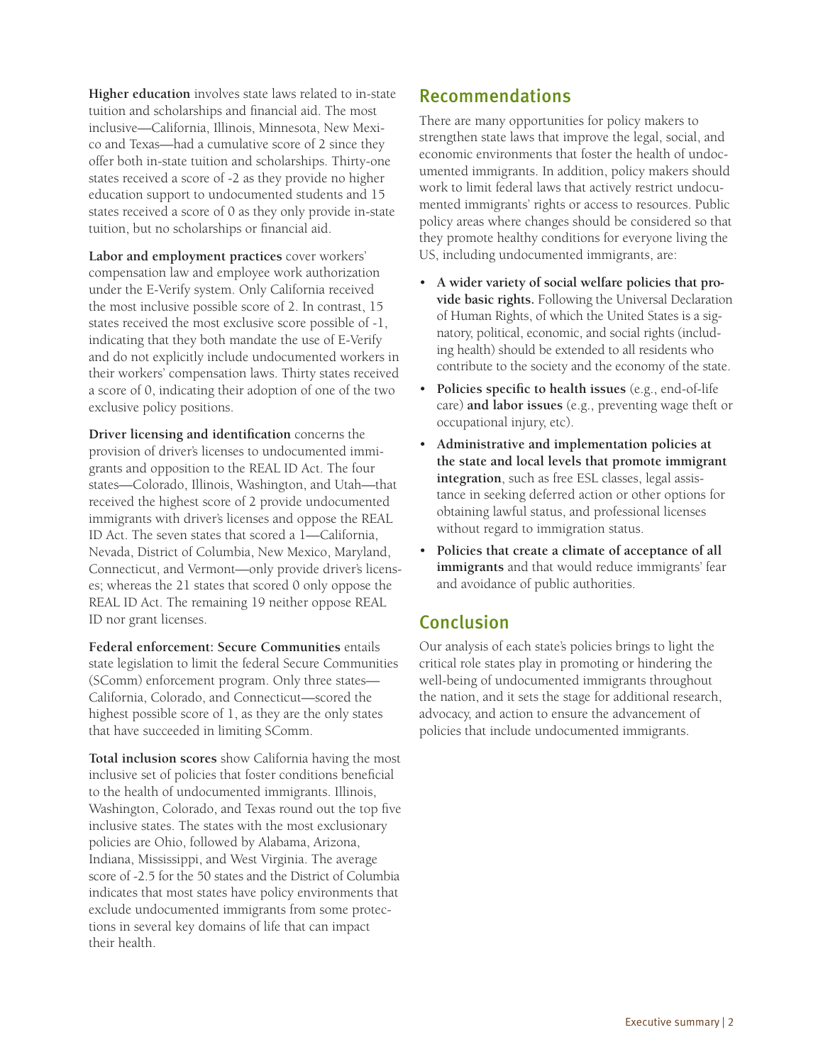**Higher education** involves state laws related to in-state tuition and scholarships and financial aid. The most inclusive—California, Illinois, Minnesota, New Mexico and Texas—had a cumulative score of 2 since they offer both in-state tuition and scholarships. Thirty-one states received a score of -2 as they provide no higher education support to undocumented students and 15 states received a score of 0 as they only provide in-state tuition, but no scholarships or financial aid.

**Labor and employment practices** cover workers' compensation law and employee work authorization under the E-Verify system. Only California received the most inclusive possible score of 2. In contrast, 15 states received the most exclusive score possible of -1, indicating that they both mandate the use of E-Verify and do not explicitly include undocumented workers in their workers' compensation laws. Thirty states received a score of 0, indicating their adoption of one of the two exclusive policy positions.

**Driver licensing and identification** concerns the provision of driver's licenses to undocumented immigrants and opposition to the REAL ID Act. The four states—Colorado, Illinois, Washington, and Utah—that received the highest score of 2 provide undocumented immigrants with driver's licenses and oppose the REAL ID Act. The seven states that scored a 1—California, Nevada, District of Columbia, New Mexico, Maryland, Connecticut, and Vermont—only provide driver's licenses; whereas the 21 states that scored 0 only oppose the REAL ID Act. The remaining 19 neither oppose REAL ID nor grant licenses.

**Federal enforcement: Secure Communities** entails state legislation to limit the federal Secure Communities (SComm) enforcement program. Only three states—California, Colorado, and Connecticut—scored the highest possible score of 1, as they are the only states that have succeeded in limiting SComm.

**Total inclusion scores** show California having the most inclusive set of policies that foster conditions beneficial to the health of undocumented immigrants. Illinois, Washington, Colorado, and Texas round out the top five inclusive states. The states with the most exclusionary policies are Ohio, followed by Alabama, Arizona, Indiana, Mississippi, and West Virginia. The average score of -2.5 for the 50 states and the District of Columbia indicates that most states have policy environments that exclude undocumented immigrants from some protections in several key domains of life that can impact their health.

## Recommendations

There are many opportunities for policy makers to strengthen state laws that improve the legal, social, and economic environments that foster the health of undocumented immigrants. In addition, policy makers should work to limit federal laws that actively restrict undocumented immigrants' rights or access to resources. Public policy areas where changes should be considered so that they promote healthy conditions for everyone living the US, including undocumented immigrants, are:

- **A wider variety of social welfare policies that provide basic rights.** Following the Universal Declaration of Human Rights, of which the United States is a signatory, political, economic, and social rights (including health) should be extended to all residents who contribute to the society and the economy of the state.
- **Policies specific to health issues** (e.g., end-of-life care) **and labor issues** (e.g., preventing wage theft or occupational injury, etc).
- **Administrative and implementation policies at the state and local levels that promote immigrant integration**, such as free ESL classes, legal assistance in seeking deferred action or other options for obtaining lawful status, and professional licenses without regard to immigration status.
- **Policies that create a climate of acceptance of all immigrants** and that would reduce immigrants' fear and avoidance of public authorities.

## Conclusion

Our analysis of each state's policies brings to light the critical role states play in promoting or hindering the well-being of undocumented immigrants throughout the nation, and it sets the stage for additional research, advocacy, and action to ensure the advancement of policies that include undocumented immigrants.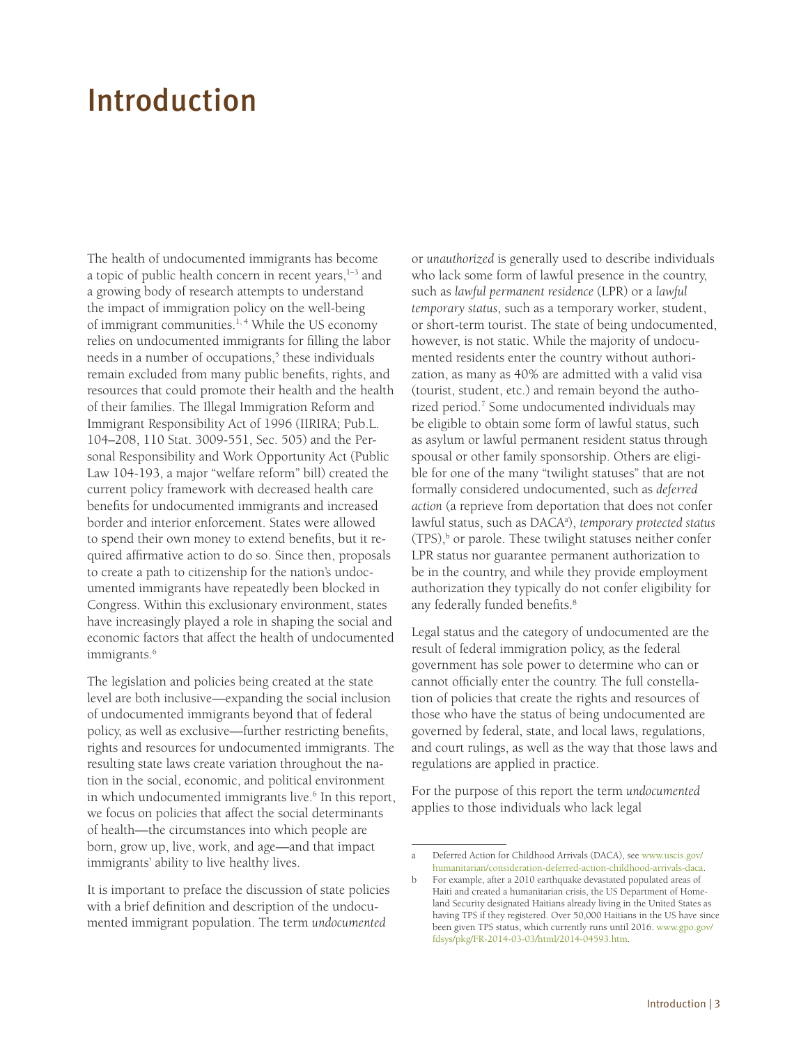# Introduction

The health of undocumented immigrants has become a topic of public health concern in recent years,[1–3] and a growing body of research attempts to understand the impact of immigration policy on the well-being of immigrant communities.[1, 4] While the US economy relies on undocumented immigrants for filling the labor needs in a number of occupations,[5] these individuals remain excluded from many public benefits, rights, and resources that could promote their health and the health of their families. The Illegal Immigration Reform and Immigrant Responsibility Act of 1996 (IIRIRA; Pub.L. 104–208, 110 Stat. 3009-551, Sec. 505) and the Personal Responsibility and Work Opportunity Act (Public Law 104-193, a major "welfare reform" bill) created the current policy framework with decreased health care benefits for undocumented immigrants and increased border and interior enforcement. States were allowed to spend their own money to extend benefits, but it required affirmative action to do so. Since then, proposals to create a path to citizenship for the nation's undocumented immigrants have repeatedly been blocked in Congress. Within this exclusionary environment, states have increasingly played a role in shaping the social and economic factors that affect the health of undocumented immigrants.[6]

The legislation and policies being created at the state level are both inclusive—expanding the social inclusion of undocumented immigrants beyond that of federal policy, as well as exclusive—further restricting benefits, rights and resources for undocumented immigrants. The resulting state laws create variation throughout the nation in the social, economic, and political environment in which undocumented immigrants live.[6] In this report, we focus on policies that affect the social determinants of health—the circumstances into which people are born, grow up, live, work, and age—and that impact immigrants' ability to live healthy lives.

It is important to preface the discussion of state policies with a brief definition and description of the undocumented immigrant population. The term *undocumented* or *unauthorized* is generally used to describe individuals who lack some form of lawful presence in the country, such as *lawful permanent residence* (LPR) or a *lawful temporary status*, such as a temporary worker, student, or short-term tourist. The state of being undocumented, however, is not static. While the majority of undocumented residents enter the country without authorization, as many as 40% are admitted with a valid visa (tourist, student, etc.) and remain beyond the authorized period.[7] Some undocumented individuals may be eligible to obtain some form of lawful status, such as asylum or lawful permanent resident status through spousal or other family sponsorship. Others are eligible for one of the many "twilight statuses" that are not formally considered undocumented, such as *deferred action* (a reprieve from deportation that does not confer lawful status, such as DACA[a]), *temporary protected status* (TPS),[b] or parole. These twilight statuses neither confer LPR status nor guarantee permanent authorization to be in the country, and while they provide employment authorization they typically do not confer eligibility for any federally funded benefits.[8]

Legal status and the category of undocumented are the result of federal immigration policy, as the federal government has sole power to determine who can or cannot officially enter the country. The full constellation of policies that create the rights and resources of those who have the status of being undocumented are governed by federal, state, and local laws, regulations, and court rulings, as well as the way that those laws and regulations are applied in practice.

For the purpose of this report the term *undocumented* applies to those individuals who lack legal

---

a Deferred Action for Childhood Arrivals (DACA), see www.uscis.gov/humanitarian/consideration-deferred-action-childhood-arrivals-daca.

b For example, after a 2010 earthquake devastated populated areas of Haiti and created a humanitarian crisis, the US Department of Homeland Security designated Haitians already living in the United States as having TPS if they registered. Over 50,000 Haitians in the US have since been given TPS status, which currently runs until 2016. www.gpo.gov/fdsys/pkg/FR-2014-03-03/html/2014-04593.htm.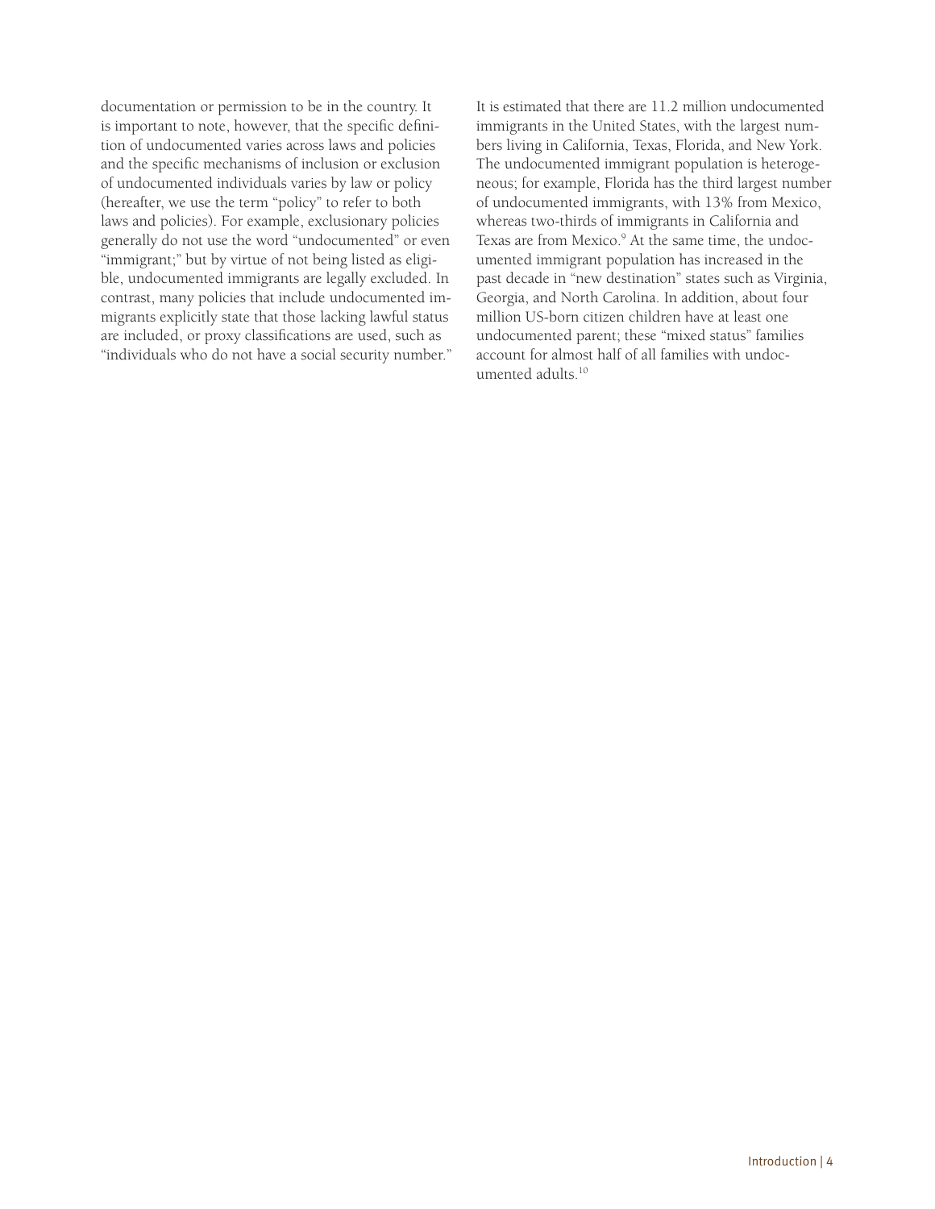documentation or permission to be in the country. It is important to note, however, that the specific definition of undocumented varies across laws and policies and the specific mechanisms of inclusion or exclusion of undocumented individuals varies by law or policy (hereafter, we use the term "policy" to refer to both laws and policies). For example, exclusionary policies generally do not use the word "undocumented" or even "immigrant;" but by virtue of not being listed as eligible, undocumented immigrants are legally excluded. In contrast, many policies that include undocumented immigrants explicitly state that those lacking lawful status are included, or proxy classifications are used, such as "individuals who do not have a social security number."

It is estimated that there are 11.2 million undocumented immigrants in the United States, with the largest numbers living in California, Texas, Florida, and New York. The undocumented immigrant population is heterogeneous; for example, Florida has the third largest number of undocumented immigrants, with 13% from Mexico, whereas two-thirds of immigrants in California and Texas are from Mexico.[9] At the same time, the undocumented immigrant population has increased in the past decade in "new destination" states such as Virginia, Georgia, and North Carolina. In addition, about four million US-born citizen children have at least one undocumented parent; these "mixed status" families account for almost half of all families with undocumented adults.[10]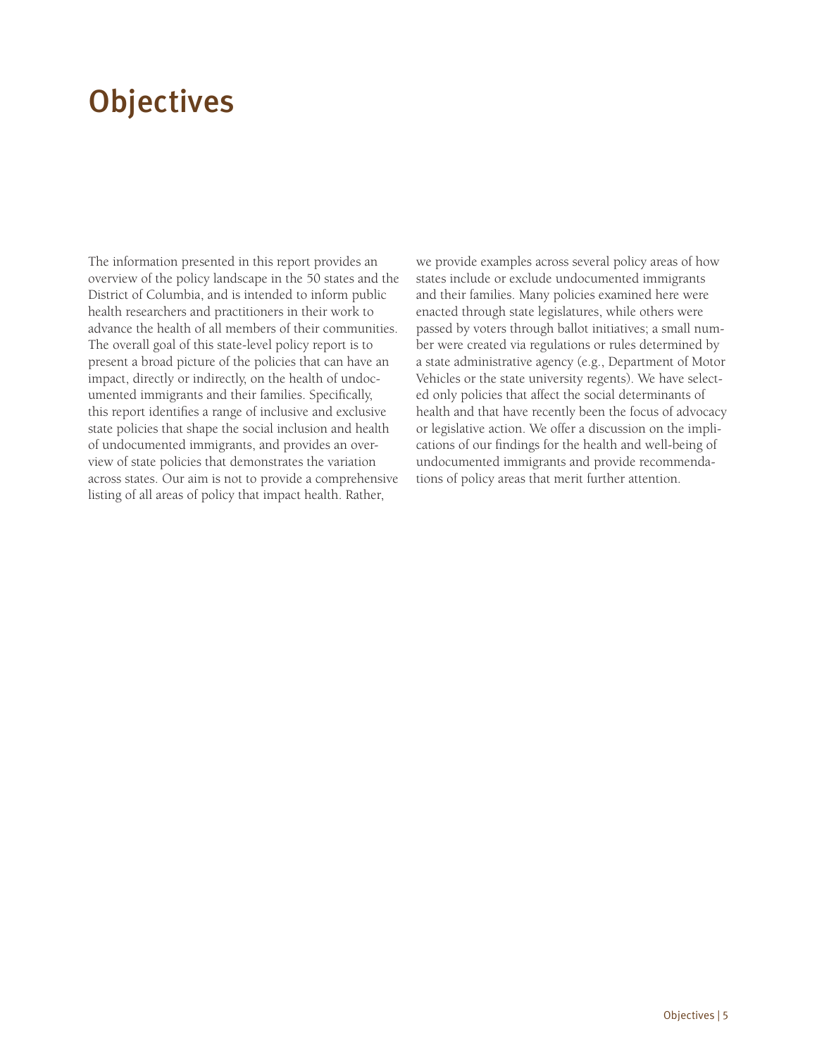# Objectives

The information presented in this report provides an overview of the policy landscape in the 50 states and the District of Columbia, and is intended to inform public health researchers and practitioners in their work to advance the health of all members of their communities. The overall goal of this state-level policy report is to present a broad picture of the policies that can have an impact, directly or indirectly, on the health of undocumented immigrants and their families. Specifically, this report identifies a range of inclusive and exclusive state policies that shape the social inclusion and health of undocumented immigrants, and provides an overview of state policies that demonstrates the variation across states. Our aim is not to provide a comprehensive listing of all areas of policy that impact health. Rather, we provide examples across several policy areas of how states include or exclude undocumented immigrants and their families. Many policies examined here were enacted through state legislatures, while others were passed by voters through ballot initiatives; a small number were created via regulations or rules determined by a state administrative agency (e.g., Department of Motor Vehicles or the state university regents). We have selected only policies that affect the social determinants of health and that have recently been the focus of advocacy or legislative action. We offer a discussion on the implications of our findings for the health and well-being of undocumented immigrants and provide recommendations of policy areas that merit further attention.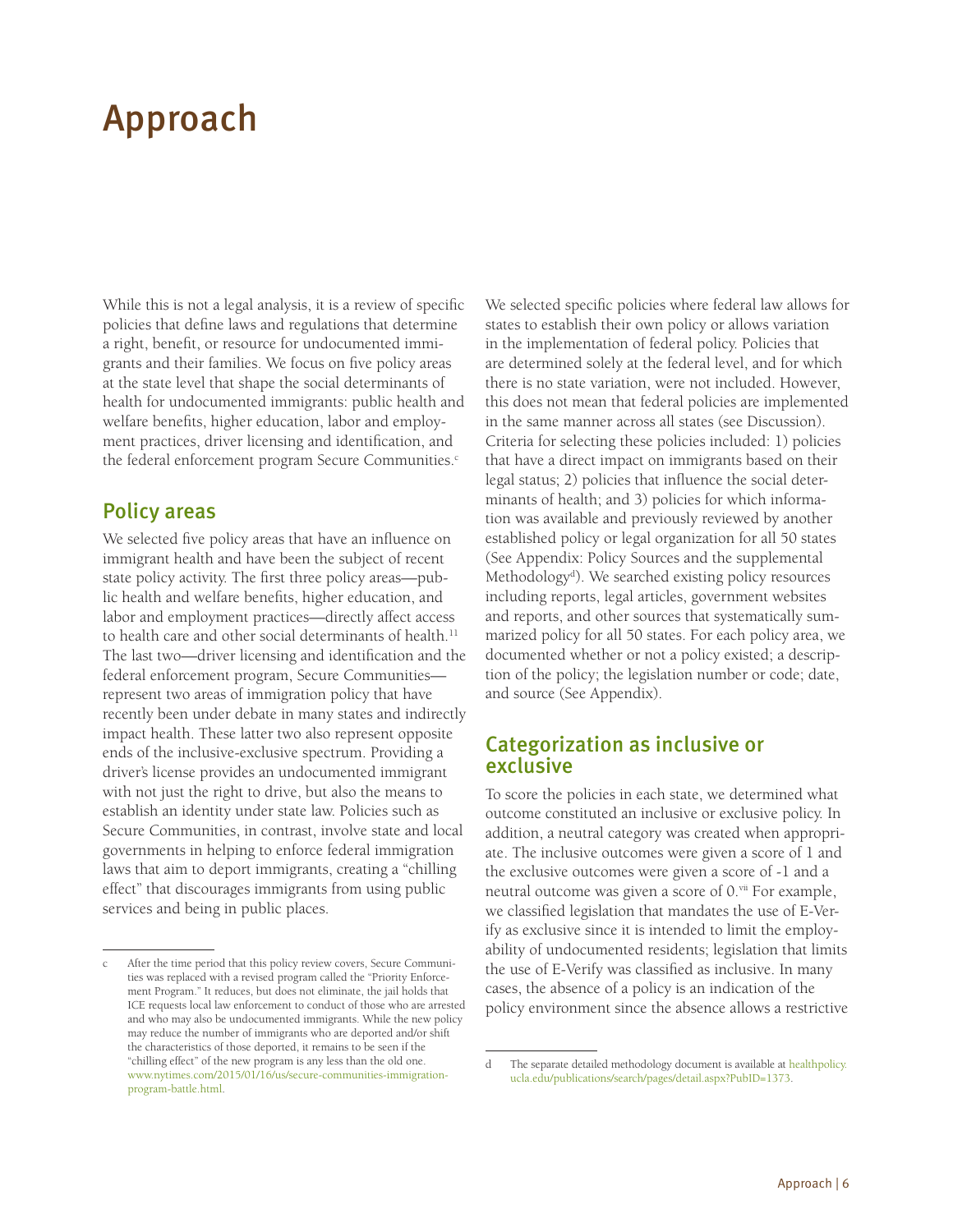# Approach

While this is not a legal analysis, it is a review of specific policies that define laws and regulations that determine a right, benefit, or resource for undocumented immigrants and their families. We focus on five policy areas at the state level that shape the social determinants of health for undocumented immigrants: public health and welfare benefits, higher education, labor and employment practices, driver licensing and identification, and the federal enforcement program Secure Communities.[c]

## Policy areas

We selected five policy areas that have an influence on immigrant health and have been the subject of recent state policy activity. The first three policy areas—public health and welfare benefits, higher education, and labor and employment practices—directly affect access to health care and other social determinants of health.[11] The last two—driver licensing and identification and the federal enforcement program, Secure Communities—represent two areas of immigration policy that have recently been under debate in many states and indirectly impact health. These latter two also represent opposite ends of the inclusive-exclusive spectrum. Providing a driver's license provides an undocumented immigrant with not just the right to drive, but also the means to establish an identity under state law. Policies such as Secure Communities, in contrast, involve state and local governments in helping to enforce federal immigration laws that aim to deport immigrants, creating a "chilling effect" that discourages immigrants from using public services and being in public places.

We selected specific policies where federal law allows for states to establish their own policy or allows variation in the implementation of federal policy. Policies that are determined solely at the federal level, and for which there is no state variation, were not included. However, this does not mean that federal policies are implemented in the same manner across all states (see Discussion). Criteria for selecting these policies included: 1) policies that have a direct impact on immigrants based on their legal status; 2) policies that influence the social determinants of health; and 3) policies for which information was available and previously reviewed by another established policy or legal organization for all 50 states (See Appendix: Policy Sources and the supplemental Methodology[d]). We searched existing policy resources including reports, legal articles, government websites and reports, and other sources that systematically summarized policy for all 50 states. For each policy area, we documented whether or not a policy existed; a description of the policy; the legislation number or code; date, and source (See Appendix).

## Categorization as inclusive or exclusive

To score the policies in each state, we determined what outcome constituted an inclusive or exclusive policy. In addition, a neutral category was created when appropriate. The inclusive outcomes were given a score of 1 and the exclusive outcomes were given a score of -1 and a neutral outcome was given a score of 0.[vii] For example, we classified legislation that mandates the use of E-Verify as exclusive since it is intended to limit the employability of undocumented residents; legislation that limits the use of E-Verify was classified as inclusive. In many cases, the absence of a policy is an indication of the policy environment since the absence allows a restrictive

---

c After the time period that this policy review covers, Secure Communities was replaced with a revised program called the "Priority Enforcement Program." It reduces, but does not eliminate, the jail holds that ICE requests local law enforcement to conduct of those who are arrested and who may also be undocumented immigrants. While the new policy may reduce the number of immigrants who are deported and/or shift the characteristics of those deported, it remains to be seen if the "chilling effect" of the new program is any less than the old one. www.nytimes.com/2015/01/16/us/secure-communities-immigration-program-battle.html.

d The separate detailed methodology document is available at healthpolicy.ucla.edu/publications/search/pages/detail.aspx?PubID=1373.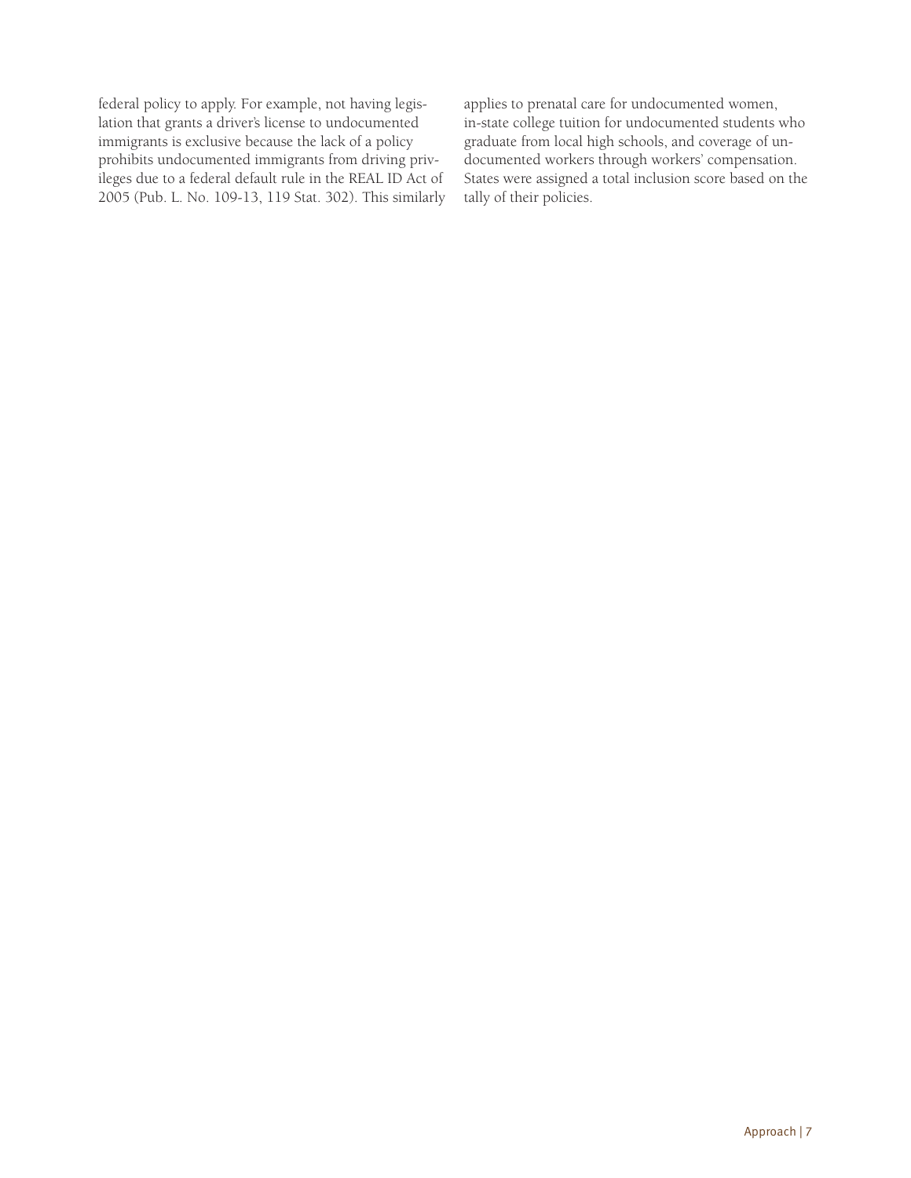federal policy to apply. For example, not having legislation that grants a driver's license to undocumented immigrants is exclusive because the lack of a policy prohibits undocumented immigrants from driving privileges due to a federal default rule in the REAL ID Act of 2005 (Pub. L. No. 109-13, 119 Stat. 302). This similarly applies to prenatal care for undocumented women, in-state college tuition for undocumented students who graduate from local high schools, and coverage of undocumented workers through workers' compensation. States were assigned a total inclusion score based on the tally of their policies.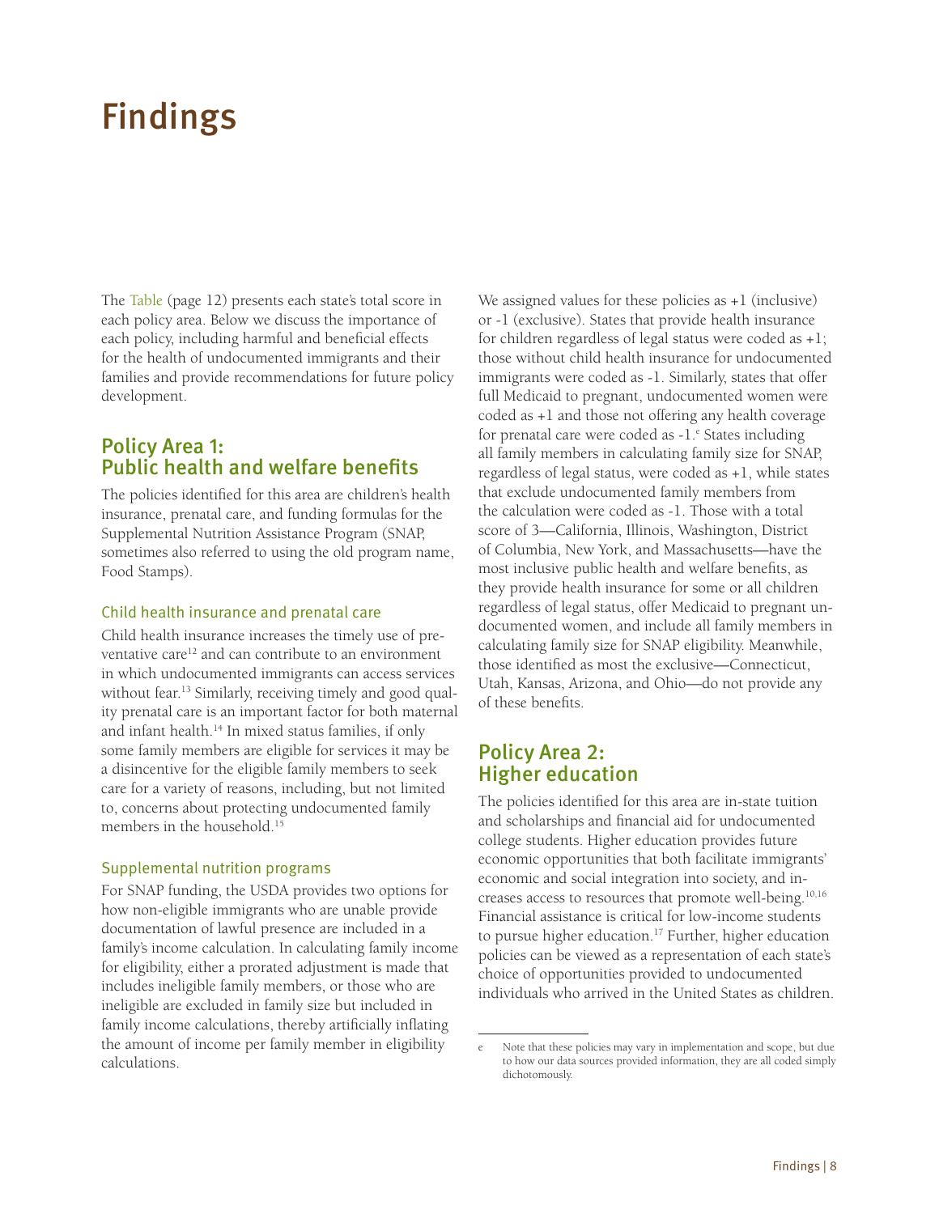# Findings

The Table (page 12) presents each state's total score in each policy area. Below we discuss the importance of each policy, including harmful and beneficial effects for the health of undocumented immigrants and their families and provide recommendations for future policy development.

## Policy Area 1: Public health and welfare benefits

The policies identified for this area are children's health insurance, prenatal care, and funding formulas for the Supplemental Nutrition Assistance Program (SNAP, sometimes also referred to using the old program name, Food Stamps).

### Child health insurance and prenatal care

Child health insurance increases the timely use of preventative care[12] and can contribute to an environment in which undocumented immigrants can access services without fear.[13] Similarly, receiving timely and good quality prenatal care is an important factor for both maternal and infant health.[14] In mixed status families, if only some family members are eligible for services it may be a disincentive for the eligible family members to seek care for a variety of reasons, including, but not limited to, concerns about protecting undocumented family members in the household.[15]

### Supplemental nutrition programs

For SNAP funding, the USDA provides two options for how non-eligible immigrants who are unable provide documentation of lawful presence are included in a family's income calculation. In calculating family income for eligibility, either a prorated adjustment is made that includes ineligible family members, or those who are ineligible are excluded in family size but included in family income calculations, thereby artificially inflating the amount of income per family member in eligibility calculations.

We assigned values for these policies as +1 (inclusive) or -1 (exclusive). States that provide health insurance for children regardless of legal status were coded as +1; those without child health insurance for undocumented immigrants were coded as -1. Similarly, states that offer full Medicaid to pregnant, undocumented women were coded as +1 and those not offering any health coverage for prenatal care were coded as -1.[e] States including all family members in calculating family size for SNAP, regardless of legal status, were coded as +1, while states that exclude undocumented family members from the calculation were coded as -1. Those with a total score of 3—California, Illinois, Washington, District of Columbia, New York, and Massachusetts—have the most inclusive public health and welfare benefits, as they provide health insurance for some or all children regardless of legal status, offer Medicaid to pregnant undocumented women, and include all family members in calculating family size for SNAP eligibility. Meanwhile, those identified as most the exclusive—Connecticut, Utah, Kansas, Arizona, and Ohio—do not provide any of these benefits.

## Policy Area 2: Higher education

The policies identified for this area are in-state tuition and scholarships and financial aid for undocumented college students. Higher education provides future economic opportunities that both facilitate immigrants' economic and social integration into society, and increases access to resources that promote well-being.[10,16] Financial assistance is critical for low-income students to pursue higher education.[17] Further, higher education policies can be viewed as a representation of each state's choice of opportunities provided to undocumented individuals who arrived in the United States as children.

---

e Note that these policies may vary in implementation and scope, but due to how our data sources provided information, they are all coded simply dichotomously.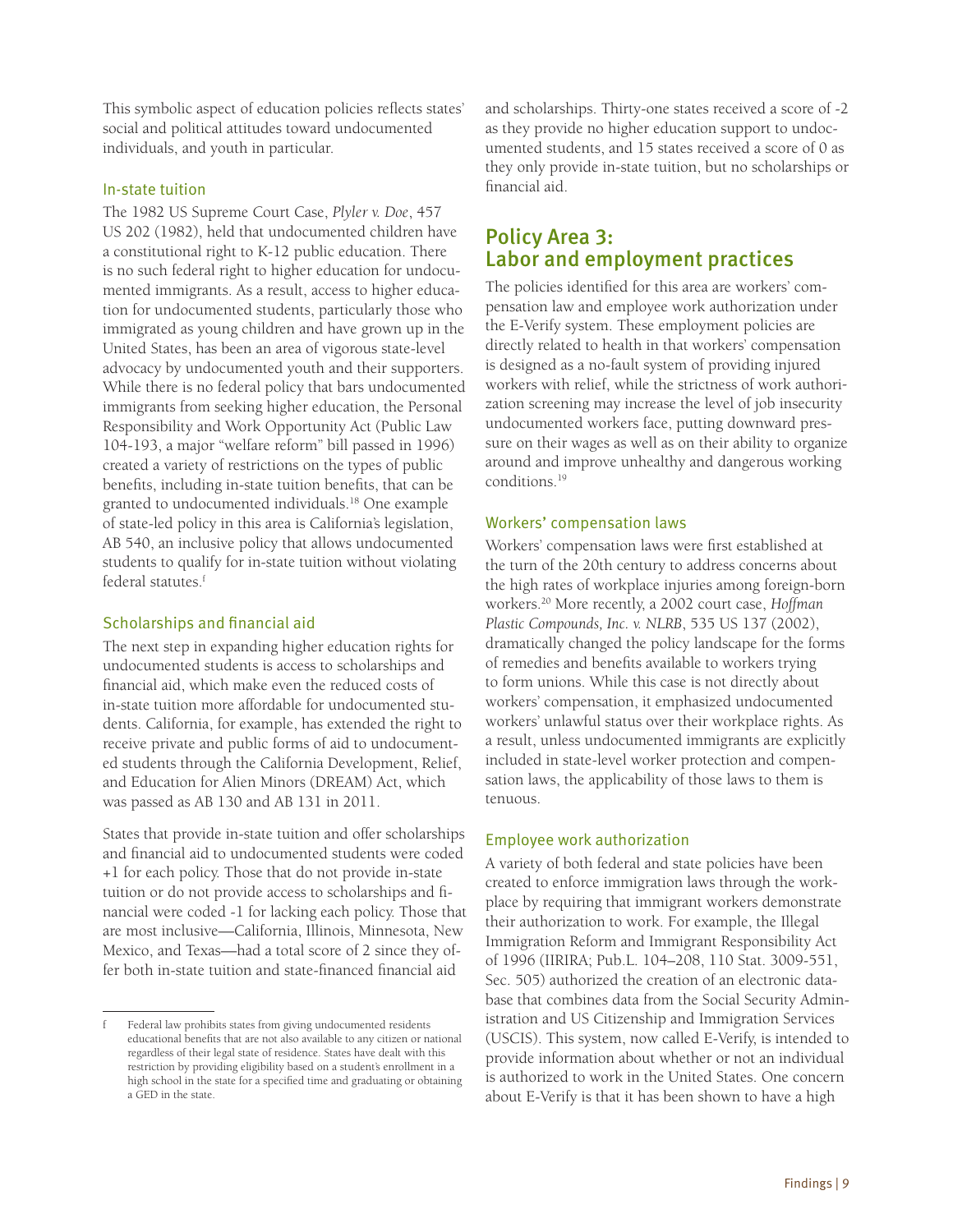This symbolic aspect of education policies reflects states' social and political attitudes toward undocumented individuals, and youth in particular.

### In-state tuition

The 1982 US Supreme Court Case, *Plyler v. Doe*, 457 US 202 (1982), held that undocumented children have a constitutional right to K-12 public education. There is no such federal right to higher education for undocumented immigrants. As a result, access to higher education for undocumented students, particularly those who immigrated as young children and have grown up in the United States, has been an area of vigorous state-level advocacy by undocumented youth and their supporters. While there is no federal policy that bars undocumented immigrants from seeking higher education, the Personal Responsibility and Work Opportunity Act (Public Law 104-193, a major "welfare reform" bill passed in 1996) created a variety of restrictions on the types of public benefits, including in-state tuition benefits, that can be granted to undocumented individuals.[18] One example of state-led policy in this area is California's legislation, AB 540, an inclusive policy that allows undocumented students to qualify for in-state tuition without violating federal statutes.[f]

### Scholarships and financial aid

The next step in expanding higher education rights for undocumented students is access to scholarships and financial aid, which make even the reduced costs of in-state tuition more affordable for undocumented students. California, for example, has extended the right to receive private and public forms of aid to undocumented students through the California Development, Relief, and Education for Alien Minors (DREAM) Act, which was passed as AB 130 and AB 131 in 2011.

States that provide in-state tuition and offer scholarships and financial aid to undocumented students were coded +1 for each policy. Those that do not provide in-state tuition or do not provide access to scholarships and financial were coded -1 for lacking each policy. Those that are most inclusive—California, Illinois, Minnesota, New Mexico, and Texas—had a total score of 2 since they offer both in-state tuition and state-financed financial aid and scholarships. Thirty-one states received a score of -2 as they provide no higher education support to undocumented students, and 15 states received a score of 0 as they only provide in-state tuition, but no scholarships or financial aid.

## Policy Area 3: Labor and employment practices

The policies identified for this area are workers' compensation law and employee work authorization under the E-Verify system. These employment policies are directly related to health in that workers' compensation is designed as a no-fault system of providing injured workers with relief, while the strictness of work authorization screening may increase the level of job insecurity undocumented workers face, putting downward pressure on their wages as well as on their ability to organize around and improve unhealthy and dangerous working conditions.[19]

### Workers' compensation laws

Workers' compensation laws were first established at the turn of the 20th century to address concerns about the high rates of workplace injuries among foreign-born workers.[20] More recently, a 2002 court case, *Hoffman Plastic Compounds, Inc. v. NLRB*, 535 US 137 (2002), dramatically changed the policy landscape for the forms of remedies and benefits available to workers trying to form unions. While this case is not directly about workers' compensation, it emphasized undocumented workers' unlawful status over their workplace rights. As a result, unless undocumented immigrants are explicitly included in state-level worker protection and compensation laws, the applicability of those laws to them is tenuous.

### Employee work authorization

A variety of both federal and state policies have been created to enforce immigration laws through the workplace by requiring that immigrant workers demonstrate their authorization to work. For example, the Illegal Immigration Reform and Immigrant Responsibility Act of 1996 (IIRIRA; Pub.L. 104–208, 110 Stat. 3009-551, Sec. 505) authorized the creation of an electronic database that combines data from the Social Security Administration and US Citizenship and Immigration Services (USCIS). This system, now called E-Verify, is intended to provide information about whether or not an individual is authorized to work in the United States. One concern about E-Verify is that it has been shown to have a high

---

[f] Federal law prohibits states from giving undocumented residents educational benefits that are not also available to any citizen or national regardless of their legal state of residence. States have dealt with this restriction by providing eligibility based on a student's enrollment in a high school in the state for a specified time and graduating or obtaining a GED in the state.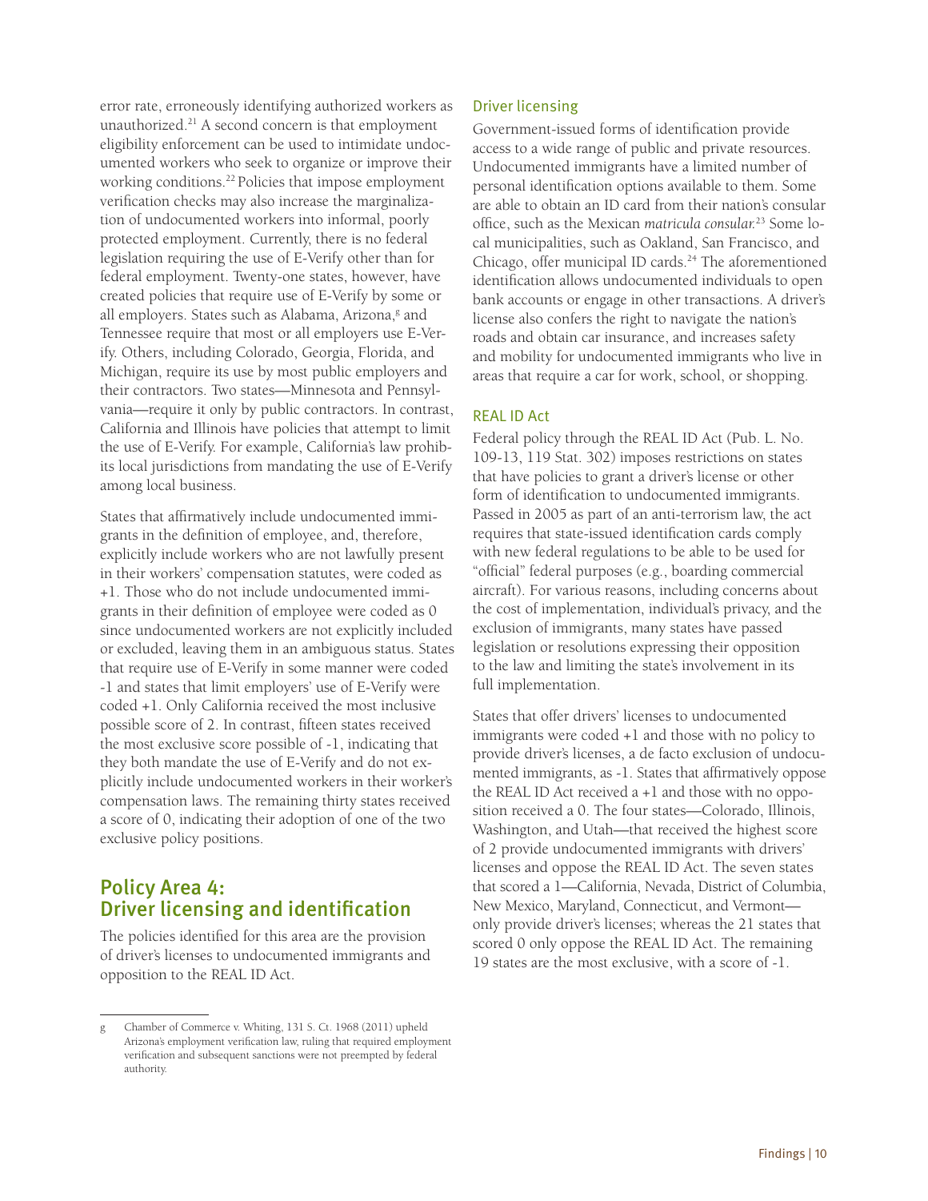error rate, erroneously identifying authorized workers as unauthorized.[21] A second concern is that employment eligibility enforcement can be used to intimidate undocumented workers who seek to organize or improve their working conditions.[22] Policies that impose employment verification checks may also increase the marginalization of undocumented workers into informal, poorly protected employment. Currently, there is no federal legislation requiring the use of E-Verify other than for federal employment. Twenty-one states, however, have created policies that require use of E-Verify by some or all employers. States such as Alabama, Arizona,[g] and Tennessee require that most or all employers use E-Verify. Others, including Colorado, Georgia, Florida, and Michigan, require its use by most public employers and their contractors. Two states—Minnesota and Pennsylvania—require it only by public contractors. In contrast, California and Illinois have policies that attempt to limit the use of E-Verify. For example, California's law prohibits its local jurisdictions from mandating the use of E-Verify among local business.

States that affirmatively include undocumented immigrants in the definition of employee, and, therefore, explicitly include workers who are not lawfully present in their workers' compensation statutes, were coded as +1. Those who do not include undocumented immigrants in their definition of employee were coded as 0 since undocumented workers are not explicitly included or excluded, leaving them in an ambiguous status. States that require use of E-Verify in some manner were coded -1 and states that limit employers' use of E-Verify were coded +1. Only California received the most inclusive possible score of 2. In contrast, fifteen states received the most exclusive score possible of -1, indicating that they both mandate the use of E-Verify and do not explicitly include undocumented workers in their worker's compensation laws. The remaining thirty states received a score of 0, indicating their adoption of one of the two exclusive policy positions.

## Policy Area 4: Driver licensing and identification

The policies identified for this area are the provision of driver's licenses to undocumented immigrants and opposition to the REAL ID Act.

### Driver licensing

Government-issued forms of identification provide access to a wide range of public and private resources. Undocumented immigrants have a limited number of personal identification options available to them. Some are able to obtain an ID card from their nation's consular office, such as the Mexican *matricula consular.*[23] Some local municipalities, such as Oakland, San Francisco, and Chicago, offer municipal ID cards.[24] The aforementioned identification allows undocumented individuals to open bank accounts or engage in other transactions. A driver's license also confers the right to navigate the nation's roads and obtain car insurance, and increases safety and mobility for undocumented immigrants who live in areas that require a car for work, school, or shopping.

### REAL ID Act

Federal policy through the REAL ID Act (Pub. L. No. 109-13, 119 Stat. 302) imposes restrictions on states that have policies to grant a driver's license or other form of identification to undocumented immigrants. Passed in 2005 as part of an anti-terrorism law, the act requires that state-issued identification cards comply with new federal regulations to be able to be used for "official" federal purposes (e.g., boarding commercial aircraft). For various reasons, including concerns about the cost of implementation, individual's privacy, and the exclusion of immigrants, many states have passed legislation or resolutions expressing their opposition to the law and limiting the state's involvement in its full implementation.

States that offer drivers' licenses to undocumented immigrants were coded +1 and those with no policy to provide driver's licenses, a de facto exclusion of undocumented immigrants, as -1. States that affirmatively oppose the REAL ID Act received a +1 and those with no opposition received a 0. The four states—Colorado, Illinois, Washington, and Utah—that received the highest score of 2 provide undocumented immigrants with drivers' licenses and oppose the REAL ID Act. The seven states that scored a 1—California, Nevada, District of Columbia, New Mexico, Maryland, Connecticut, and Vermont—only provide driver's licenses; whereas the 21 states that scored 0 only oppose the REAL ID Act. The remaining 19 states are the most exclusive, with a score of -1.

---

[g] Chamber of Commerce v. Whiting, 131 S. Ct. 1968 (2011) upheld Arizona's employment verification law, ruling that required employment verification and subsequent sanctions were not preempted by federal authority.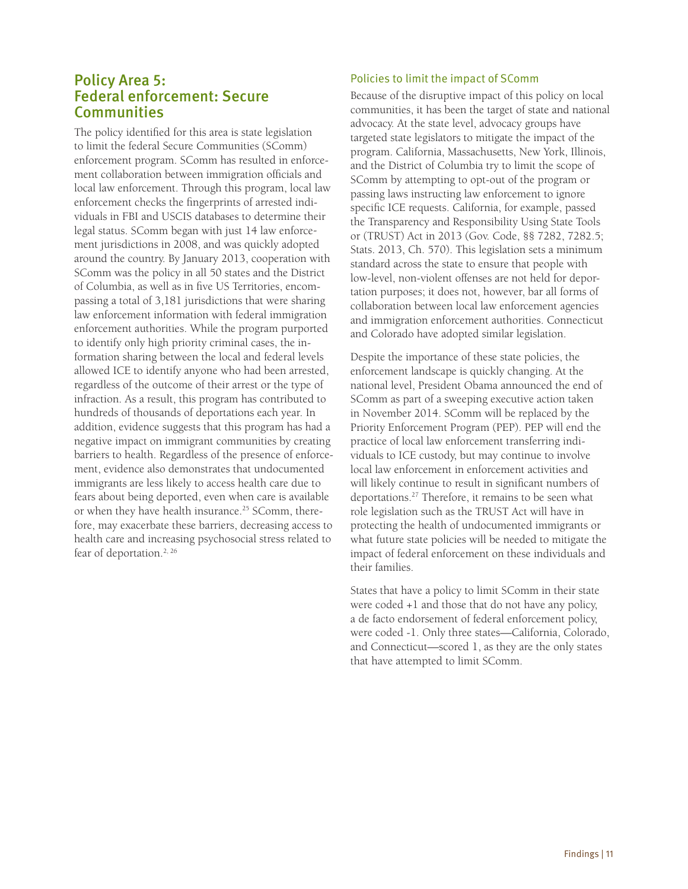## Policy Area 5: Federal enforcement: Secure Communities

The policy identified for this area is state legislation to limit the federal Secure Communities (SComm) enforcement program. SComm has resulted in enforcement collaboration between immigration officials and local law enforcement. Through this program, local law enforcement checks the fingerprints of arrested individuals in FBI and USCIS databases to determine their legal status. SComm began with just 14 law enforcement jurisdictions in 2008, and was quickly adopted around the country. By January 2013, cooperation with SComm was the policy in all 50 states and the District of Columbia, as well as in five US Territories, encompassing a total of 3,181 jurisdictions that were sharing law enforcement information with federal immigration enforcement authorities. While the program purported to identify only high priority criminal cases, the information sharing between the local and federal levels allowed ICE to identify anyone who had been arrested, regardless of the outcome of their arrest or the type of infraction. As a result, this program has contributed to hundreds of thousands of deportations each year. In addition, evidence suggests that this program has had a negative impact on immigrant communities by creating barriers to health. Regardless of the presence of enforcement, evidence also demonstrates that undocumented immigrants are less likely to access health care due to fears about being deported, even when care is available or when they have health insurance.[25] SComm, therefore, may exacerbate these barriers, decreasing access to health care and increasing psychosocial stress related to fear of deportation.[2, 26]

### Policies to limit the impact of SComm

Because of the disruptive impact of this policy on local communities, it has been the target of state and national advocacy. At the state level, advocacy groups have targeted state legislators to mitigate the impact of the program. California, Massachusetts, New York, Illinois, and the District of Columbia try to limit the scope of SComm by attempting to opt-out of the program or passing laws instructing law enforcement to ignore specific ICE requests. California, for example, passed the Transparency and Responsibility Using State Tools or (TRUST) Act in 2013 (Gov. Code, §§ 7282, 7282.5; Stats. 2013, Ch. 570). This legislation sets a minimum standard across the state to ensure that people with low-level, non-violent offenses are not held for deportation purposes; it does not, however, bar all forms of collaboration between local law enforcement agencies and immigration enforcement authorities. Connecticut and Colorado have adopted similar legislation.

Despite the importance of these state policies, the enforcement landscape is quickly changing. At the national level, President Obama announced the end of SComm as part of a sweeping executive action taken in November 2014. SComm will be replaced by the Priority Enforcement Program (PEP). PEP will end the practice of local law enforcement transferring individuals to ICE custody, but may continue to involve local law enforcement in enforcement activities and will likely continue to result in significant numbers of deportations.[27] Therefore, it remains to be seen what role legislation such as the TRUST Act will have in protecting the health of undocumented immigrants or what future state policies will be needed to mitigate the impact of federal enforcement on these individuals and their families.

States that have a policy to limit SComm in their state were coded +1 and those that do not have any policy, a de facto endorsement of federal enforcement policy, were coded -1. Only three states—California, Colorado, and Connecticut—scored 1, as they are the only states that have attempted to limit SComm.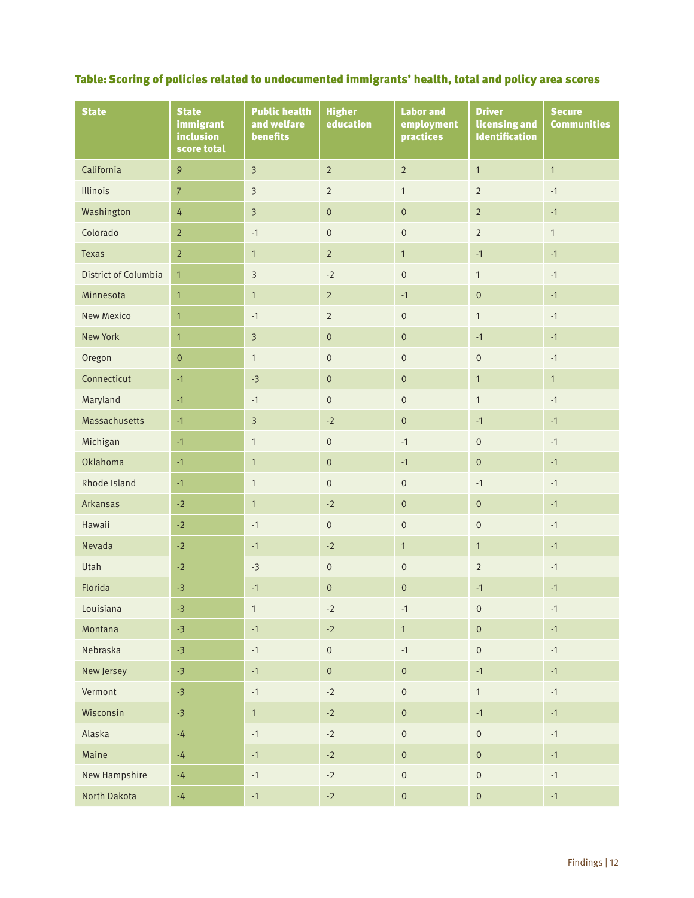## Table: Scoring of policies related to undocumented immigrants' health, total and policy area scores

| State | State immigrant inclusion score total | Public health and welfare benefits | Higher education | Labor and employment practices | Driver licensing and Identification | Secure Communities |
|---|---|---|---|---|---|---|
| California | 9 | 3 | 2 | 2 | 1 | 1 |
| Illinois | 7 | 3 | 2 | 1 | 2 | -1 |
| Washington | 4 | 3 | 0 | 0 | 2 | -1 |
| Colorado | 2 | -1 | 0 | 0 | 2 | 1 |
| Texas | 2 | 1 | 2 | 1 | -1 | -1 |
| District of Columbia | 1 | 3 | -2 | 0 | 1 | -1 |
| Minnesota | 1 | 1 | 2 | -1 | 0 | -1 |
| New Mexico | 1 | -1 | 2 | 0 | 1 | -1 |
| New York | 1 | 3 | 0 | 0 | -1 | -1 |
| Oregon | 0 | 1 | 0 | 0 | 0 | -1 |
| Connecticut | -1 | -3 | 0 | 0 | 1 | 1 |
| Maryland | -1 | -1 | 0 | 0 | 1 | -1 |
| Massachusetts | -1 | 3 | -2 | 0 | -1 | -1 |
| Michigan | -1 | 1 | 0 | -1 | 0 | -1 |
| Oklahoma | -1 | 1 | 0 | -1 | 0 | -1 |
| Rhode Island | -1 | 1 | 0 | 0 | -1 | -1 |
| Arkansas | -2 | 1 | -2 | 0 | 0 | -1 |
| Hawaii | -2 | -1 | 0 | 0 | 0 | -1 |
| Nevada | -2 | -1 | -2 | 1 | 1 | -1 |
| Utah | -2 | -3 | 0 | 0 | 2 | -1 |
| Florida | -3 | -1 | 0 | 0 | -1 | -1 |
| Louisiana | -3 | 1 | -2 | -1 | 0 | -1 |
| Montana | -3 | -1 | -2 | 1 | 0 | -1 |
| Nebraska | -3 | -1 | 0 | -1 | 0 | -1 |
| New Jersey | -3 | -1 | 0 | 0 | -1 | -1 |
| Vermont | -3 | -1 | -2 | 0 | 1 | -1 |
| Wisconsin | -3 | 1 | -2 | 0 | -1 | -1 |
| Alaska | -4 | -1 | -2 | 0 | 0 | -1 |
| Maine | -4 | -1 | -2 | 0 | 0 | -1 |
| New Hampshire | -4 | -1 | -2 | 0 | 0 | -1 |
| North Dakota | -4 | -1 | -2 | 0 | 0 | -1 |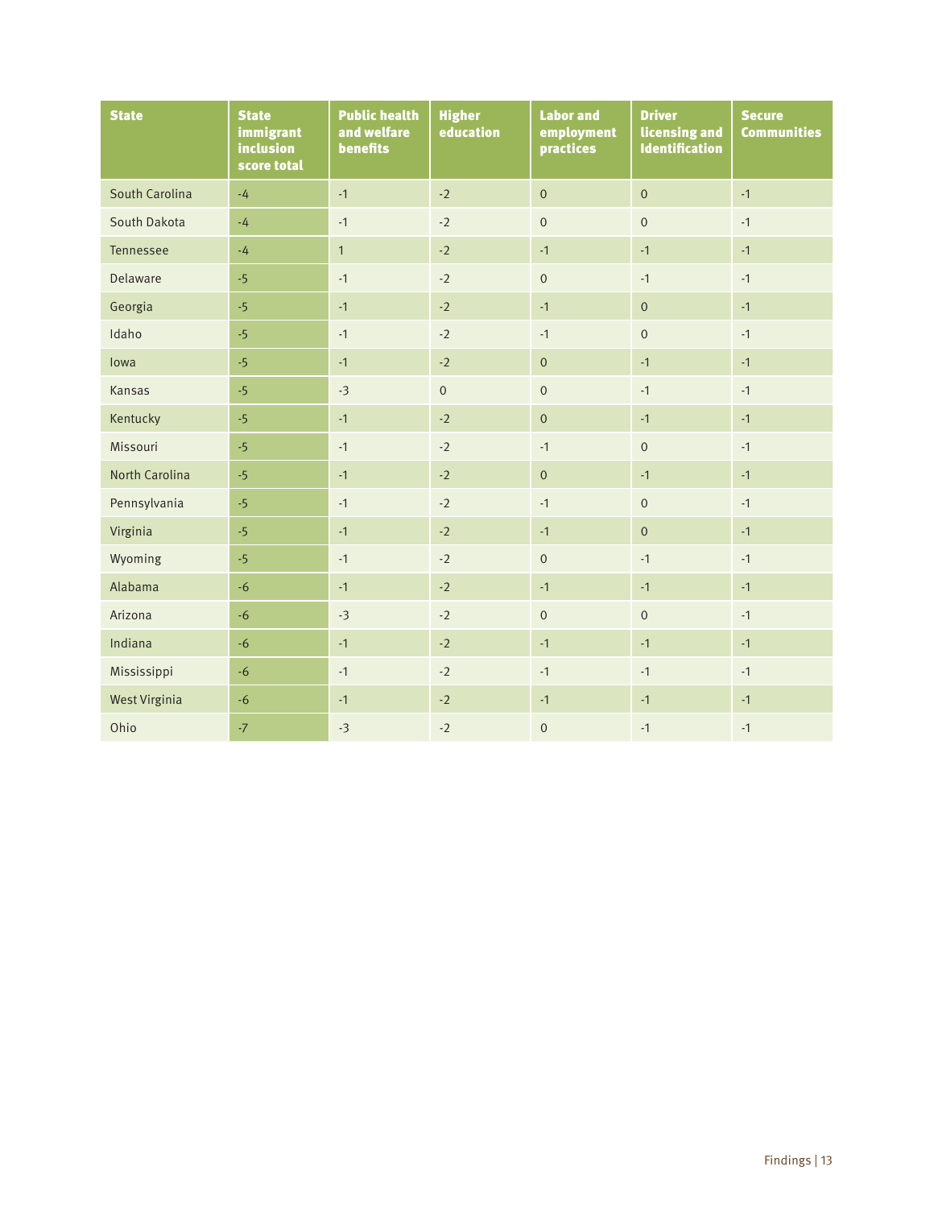| State | State immigrant inclusion score total | Public health and welfare benefits | Higher education | Labor and employment practices | Driver licensing and Identification | Secure Communities |
|---|---|---|---|---|---|---|
| South Carolina | -4 | -1 | -2 | 0 | 0 | -1 |
| South Dakota | -4 | -1 | -2 | 0 | 0 | -1 |
| Tennessee | -4 | 1 | -2 | -1 | -1 | -1 |
| Delaware | -5 | -1 | -2 | 0 | -1 | -1 |
| Georgia | -5 | -1 | -2 | -1 | 0 | -1 |
| Idaho | -5 | -1 | -2 | -1 | 0 | -1 |
| Iowa | -5 | -1 | -2 | 0 | -1 | -1 |
| Kansas | -5 | -3 | 0 | 0 | -1 | -1 |
| Kentucky | -5 | -1 | -2 | 0 | -1 | -1 |
| Missouri | -5 | -1 | -2 | -1 | 0 | -1 |
| North Carolina | -5 | -1 | -2 | 0 | -1 | -1 |
| Pennsylvania | -5 | -1 | -2 | -1 | 0 | -1 |
| Virginia | -5 | -1 | -2 | -1 | 0 | -1 |
| Wyoming | -5 | -1 | -2 | 0 | -1 | -1 |
| Alabama | -6 | -1 | -2 | -1 | -1 | -1 |
| Arizona | -6 | -3 | -2 | 0 | 0 | -1 |
| Indiana | -6 | -1 | -2 | -1 | -1 | -1 |
| Mississippi | -6 | -1 | -2 | -1 | -1 | -1 |
| West Virginia | -6 | -1 | -2 | -1 | -1 | -1 |
| Ohio | -7 | -3 | -2 | 0 | -1 | -1 |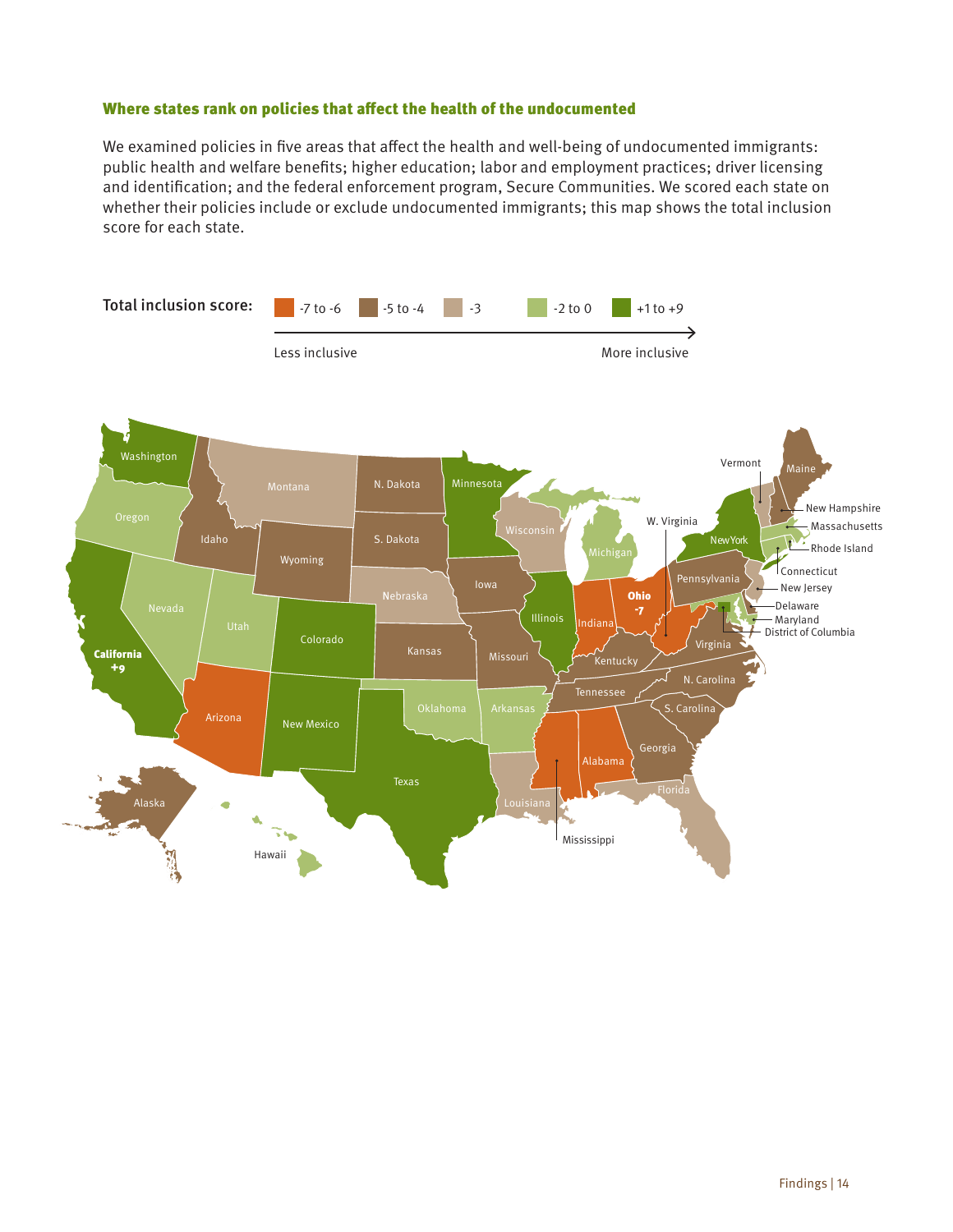### Where states rank on policies that affect the health of the undocumented

We examined policies in five areas that affect the health and well-being of undocumented immigrants: public health and welfare benefits; higher education; labor and employment practices; driver licensing and identification; and the federal enforcement program, Secure Communities. We scored each state on whether their policies include or exclude undocumented immigrants; this map shows the total inclusion score for each state.

**Total inclusion score:** -7 to -6 | -5 to -4 | -3 | -2 to 0 | +1 to +9

Less inclusive → More inclusive

Washington, Oregon, Idaho, Montana, N. Dakota, Minnesota, Wisconsin, Michigan, Vermont, Maine, New Hampshire, Massachusetts, Rhode Island, Connecticut, New York, W. Virginia, Pennsylvania, New Jersey, Delaware, Maryland, District of Columbia, California +9, Nevada, Utah, Wyoming, S. Dakota, Nebraska, Iowa, Illinois, Indiana, Ohio -7, Colorado, Kansas, Missouri, Kentucky, Virginia, Arizona, New Mexico, Oklahoma, Arkansas, Tennessee, N. Carolina, S. Carolina, Georgia, Alabama, Mississippi, Louisiana, Texas, Florida, Alaska, Hawaii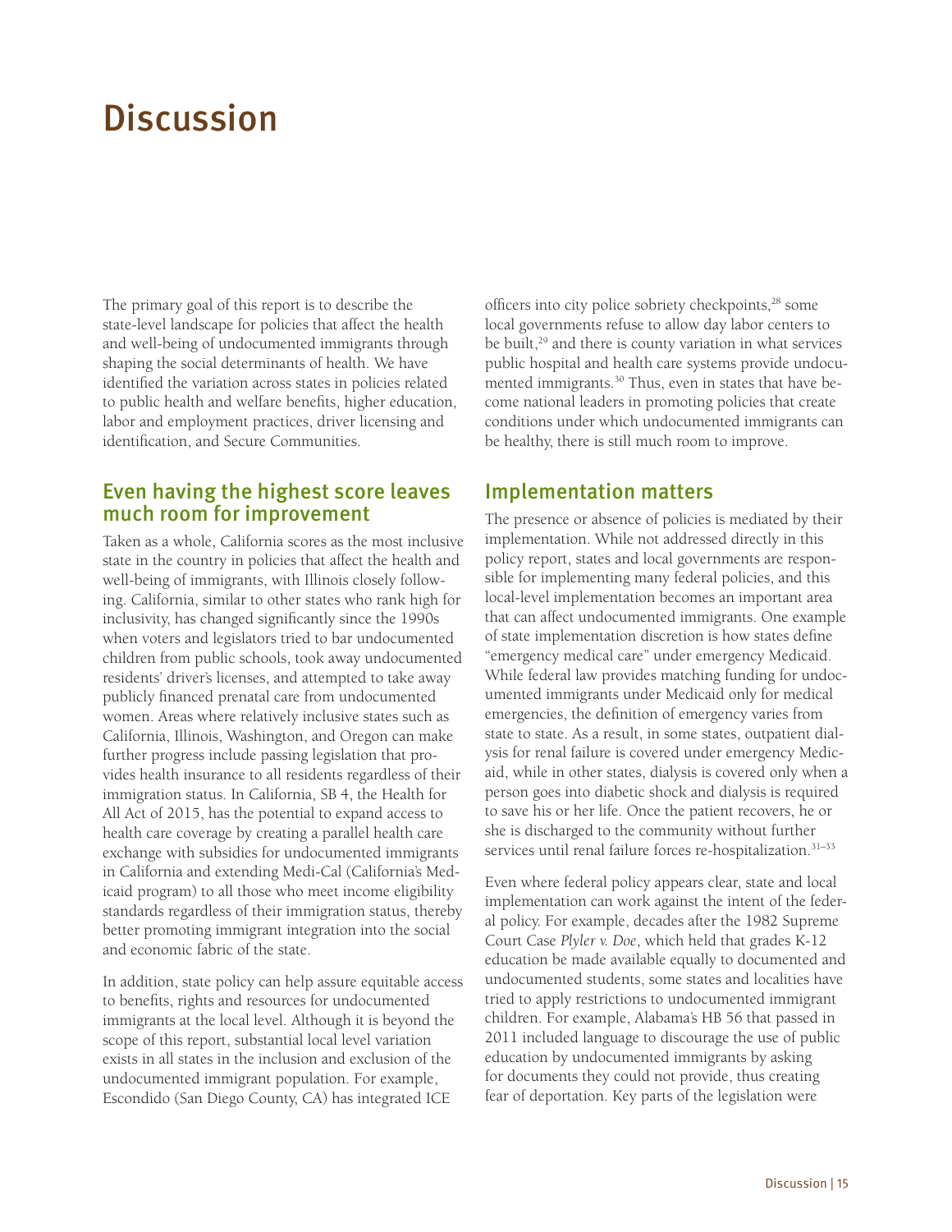# Discussion

The primary goal of this report is to describe the state-level landscape for policies that affect the health and well-being of undocumented immigrants through shaping the social determinants of health. We have identified the variation across states in policies related to public health and welfare benefits, higher education, labor and employment practices, driver licensing and identification, and Secure Communities.

## Even having the highest score leaves much room for improvement

Taken as a whole, California scores as the most inclusive state in the country in policies that affect the health and well-being of immigrants, with Illinois closely following. California, similar to other states who rank high for inclusivity, has changed significantly since the 1990s when voters and legislators tried to bar undocumented children from public schools, took away undocumented residents' driver's licenses, and attempted to take away publicly financed prenatal care from undocumented women. Areas where relatively inclusive states such as California, Illinois, Washington, and Oregon can make further progress include passing legislation that provides health insurance to all residents regardless of their immigration status. In California, SB 4, the Health for All Act of 2015, has the potential to expand access to health care coverage by creating a parallel health care exchange with subsidies for undocumented immigrants in California and extending Medi-Cal (California's Medicaid program) to all those who meet income eligibility standards regardless of their immigration status, thereby better promoting immigrant integration into the social and economic fabric of the state.

In addition, state policy can help assure equitable access to benefits, rights and resources for undocumented immigrants at the local level. Although it is beyond the scope of this report, substantial local level variation exists in all states in the inclusion and exclusion of the undocumented immigrant population. For example, Escondido (San Diego County, CA) has integrated ICE officers into city police sobriety checkpoints,[28] some local governments refuse to allow day labor centers to be built,[29] and there is county variation in what services public hospital and health care systems provide undocumented immigrants.[30] Thus, even in states that have become national leaders in promoting policies that create conditions under which undocumented immigrants can be healthy, there is still much room to improve.

## Implementation matters

The presence or absence of policies is mediated by their implementation. While not addressed directly in this policy report, states and local governments are responsible for implementing many federal policies, and this local-level implementation becomes an important area that can affect undocumented immigrants. One example of state implementation discretion is how states define "emergency medical care" under emergency Medicaid. While federal law provides matching funding for undocumented immigrants under Medicaid only for medical emergencies, the definition of emergency varies from state to state. As a result, in some states, outpatient dialysis for renal failure is covered under emergency Medicaid, while in other states, dialysis is covered only when a person goes into diabetic shock and dialysis is required to save his or her life. Once the patient recovers, he or she is discharged to the community without further services until renal failure forces re-hospitalization.[31–33]

Even where federal policy appears clear, state and local implementation can work against the intent of the federal policy. For example, decades after the 1982 Supreme Court Case *Plyler v. Doe*, which held that grades K-12 education be made available equally to documented and undocumented students, some states and localities have tried to apply restrictions to undocumented immigrant children. For example, Alabama's HB 56 that passed in 2011 included language to discourage the use of public education by undocumented immigrants by asking for documents they could not provide, thus creating fear of deportation. Key parts of the legislation were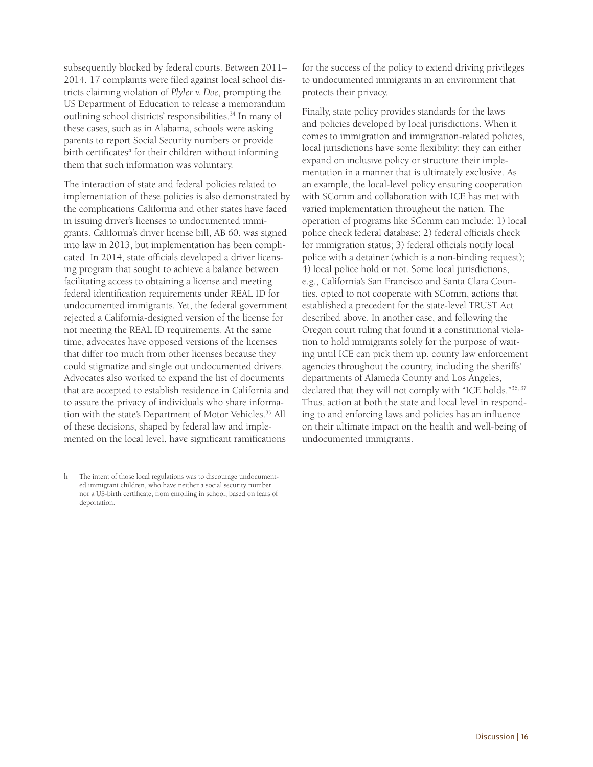subsequently blocked by federal courts. Between 2011–2014, 17 complaints were filed against local school districts claiming violation of *Plyler v. Doe*, prompting the US Department of Education to release a memorandum outlining school districts' responsibilities.[34] In many of these cases, such as in Alabama, schools were asking parents to report Social Security numbers or provide birth certificates[h] for their children without informing them that such information was voluntary.

The interaction of state and federal policies related to implementation of these policies is also demonstrated by the complications California and other states have faced in issuing driver's licenses to undocumented immigrants. California's driver license bill, AB 60, was signed into law in 2013, but implementation has been complicated. In 2014, state officials developed a driver licensing program that sought to achieve a balance between facilitating access to obtaining a license and meeting federal identification requirements under REAL ID for undocumented immigrants. Yet, the federal government rejected a California-designed version of the license for not meeting the REAL ID requirements. At the same time, advocates have opposed versions of the licenses that differ too much from other licenses because they could stigmatize and single out undocumented drivers. Advocates also worked to expand the list of documents that are accepted to establish residence in California and to assure the privacy of individuals who share information with the state's Department of Motor Vehicles.[35] All of these decisions, shaped by federal law and implemented on the local level, have significant ramifications for the success of the policy to extend driving privileges to undocumented immigrants in an environment that protects their privacy.

Finally, state policy provides standards for the laws and policies developed by local jurisdictions. When it comes to immigration and immigration-related policies, local jurisdictions have some flexibility: they can either expand on inclusive policy or structure their implementation in a manner that is ultimately exclusive. As an example, the local-level policy ensuring cooperation with SComm and collaboration with ICE has met with varied implementation throughout the nation. The operation of programs like SComm can include: 1) local police check federal database; 2) federal officials check for immigration status; 3) federal officials notify local police with a detainer (which is a non-binding request); 4) local police hold or not. Some local jurisdictions, e.g., California's San Francisco and Santa Clara Counties, opted to not cooperate with SComm, actions that established a precedent for the state-level TRUST Act described above. In another case, and following the Oregon court ruling that found it a constitutional violation to hold immigrants solely for the purpose of waiting until ICE can pick them up, county law enforcement agencies throughout the country, including the sheriffs' departments of Alameda County and Los Angeles, declared that they will not comply with "ICE holds."[36, 37] Thus, action at both the state and local level in responding to and enforcing laws and policies has an influence on their ultimate impact on the health and well-being of undocumented immigrants.

---

h The intent of those local regulations was to discourage undocumented immigrant children, who have neither a social security number nor a US-birth certificate, from enrolling in school, based on fears of deportation.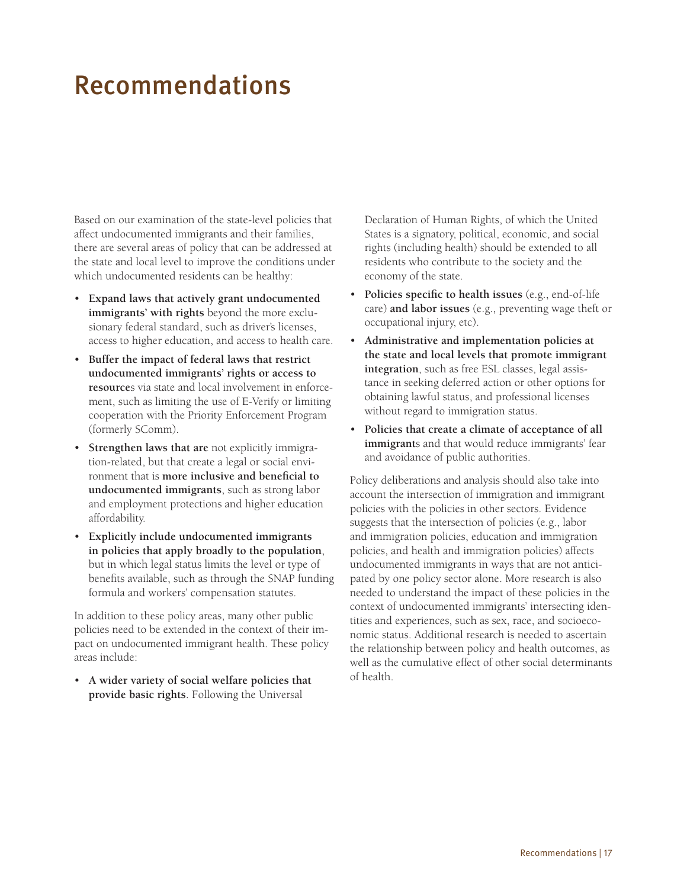# Recommendations

Based on our examination of the state-level policies that affect undocumented immigrants and their families, there are several areas of policy that can be addressed at the state and local level to improve the conditions under which undocumented residents can be healthy:

- **Expand laws that actively grant undocumented immigrants' with rights** beyond the more exclusionary federal standard, such as driver's licenses, access to higher education, and access to health care.
- **Buffer the impact of federal laws that restrict undocumented immigrants' rights or access to resource**s via state and local involvement in enforcement, such as limiting the use of E-Verify or limiting cooperation with the Priority Enforcement Program (formerly SComm).
- **Strengthen laws that are** not explicitly immigration-related, but that create a legal or social environment that is **more inclusive and beneficial to undocumented immigrants**, such as strong labor and employment protections and higher education affordability.
- **Explicitly include undocumented immigrants in policies that apply broadly to the population**, but in which legal status limits the level or type of benefits available, such as through the SNAP funding formula and workers' compensation statutes.

In addition to these policy areas, many other public policies need to be extended in the context of their impact on undocumented immigrant health. These policy areas include:

- **A wider variety of social welfare policies that provide basic rights**. Following the Universal Declaration of Human Rights, of which the United States is a signatory, political, economic, and social rights (including health) should be extended to all residents who contribute to the society and the economy of the state.
- **Policies specific to health issues** (e.g., end-of-life care) **and labor issues** (e.g., preventing wage theft or occupational injury, etc).
- **Administrative and implementation policies at the state and local levels that promote immigrant integration**, such as free ESL classes, legal assistance in seeking deferred action or other options for obtaining lawful status, and professional licenses without regard to immigration status.
- **Policies that create a climate of acceptance of all immigrant**s and that would reduce immigrants' fear and avoidance of public authorities.

Policy deliberations and analysis should also take into account the intersection of immigration and immigrant policies with the policies in other sectors. Evidence suggests that the intersection of policies (e.g., labor and immigration policies, education and immigration policies, and health and immigration policies) affects undocumented immigrants in ways that are not anticipated by one policy sector alone. More research is also needed to understand the impact of these policies in the context of undocumented immigrants' intersecting identities and experiences, such as sex, race, and socioeconomic status. Additional research is needed to ascertain the relationship between policy and health outcomes, as well as the cumulative effect of other social determinants of health.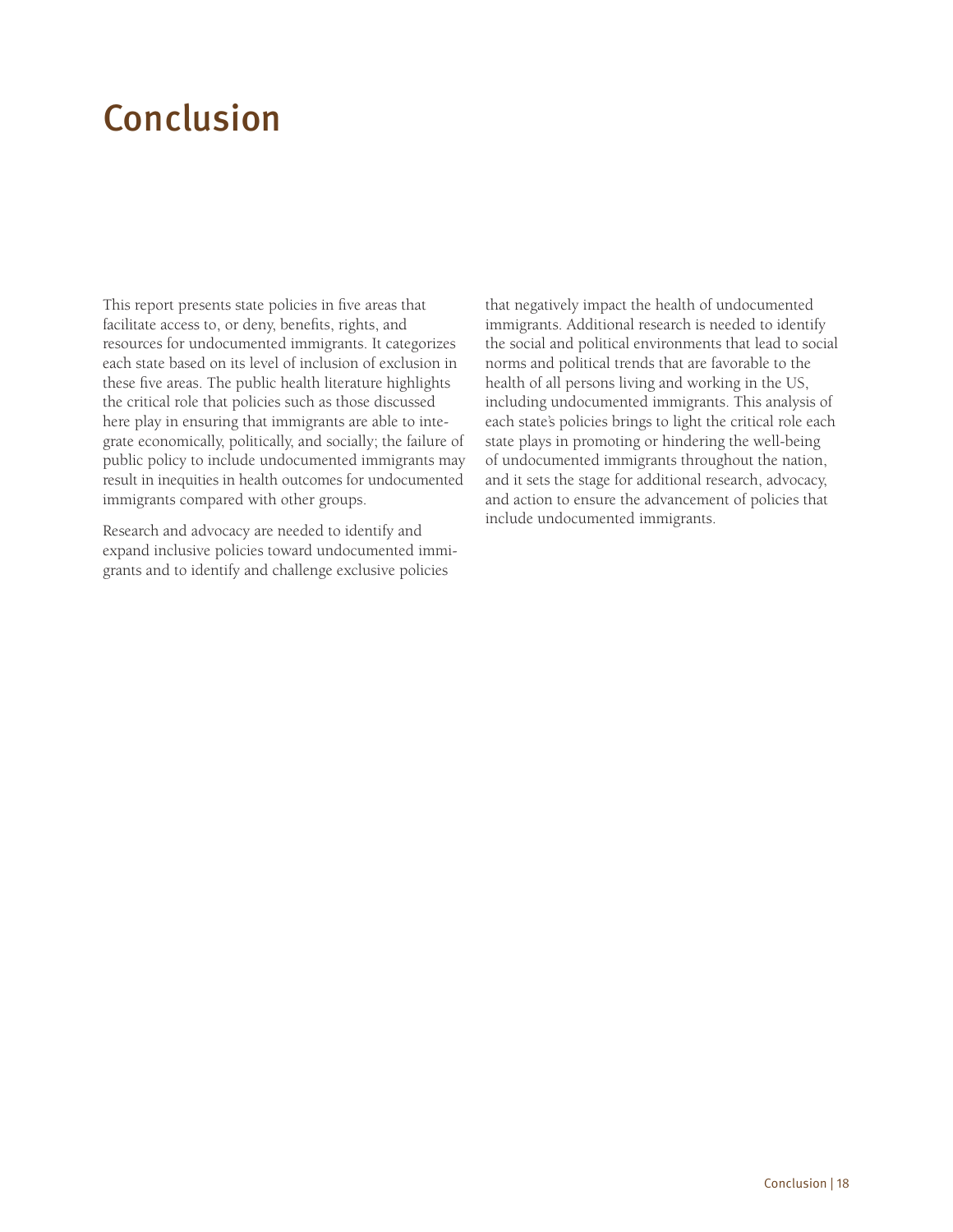# Conclusion

This report presents state policies in five areas that facilitate access to, or deny, benefits, rights, and resources for undocumented immigrants. It categorizes each state based on its level of inclusion of exclusion in these five areas. The public health literature highlights the critical role that policies such as those discussed here play in ensuring that immigrants are able to integrate economically, politically, and socially; the failure of public policy to include undocumented immigrants may result in inequities in health outcomes for undocumented immigrants compared with other groups.

Research and advocacy are needed to identify and expand inclusive policies toward undocumented immigrants and to identify and challenge exclusive policies that negatively impact the health of undocumented immigrants. Additional research is needed to identify the social and political environments that lead to social norms and political trends that are favorable to the health of all persons living and working in the US, including undocumented immigrants. This analysis of each state's policies brings to light the critical role each state plays in promoting or hindering the well-being of undocumented immigrants throughout the nation, and it sets the stage for additional research, advocacy, and action to ensure the advancement of policies that include undocumented immigrants.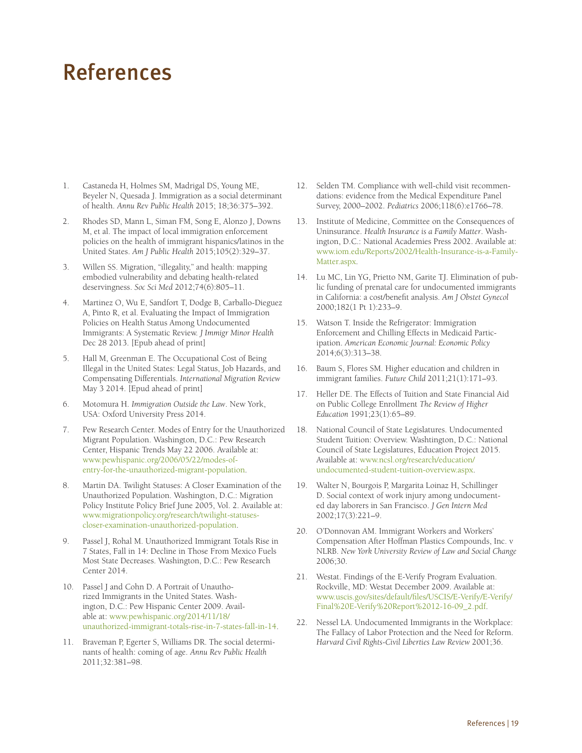# References

1. Castaneda H, Holmes SM, Madrigal DS, Young ME, Beyeler N, Quesada J. Immigration as a social determinant of health. *Annu Rev Public Health* 2015; 18;36:375–392.
2. Rhodes SD, Mann L, Siman FM, Song E, Alonzo J, Downs M, et al. The impact of local immigration enforcement policies on the health of immigrant hispanics/latinos in the United States. *Am J Public Health* 2015;105(2):329–37.
3. Willen SS. Migration, "illegality," and health: mapping embodied vulnerability and debating health-related deservingness. *Soc Sci Med* 2012;74(6):805–11.
4. Martinez O, Wu E, Sandfort T, Dodge B, Carballo-Dieguez A, Pinto R, et al. Evaluating the Impact of Immigration Policies on Health Status Among Undocumented Immigrants: A Systematic Review. *J Immigr Minor Health* Dec 28 2013. [Epub ahead of print]
5. Hall M, Greenman E. The Occupational Cost of Being Illegal in the United States: Legal Status, Job Hazards, and Compensating Differentials. *International Migration Review* May 3 2014. [Epud ahead of print]
6. Motomura H. *Immigration Outside the Law*. New York, USA: Oxford University Press 2014.
7. Pew Research Center. Modes of Entry for the Unauthorized Migrant Population. Washington, D.C.: Pew Research Center, Hispanic Trends May 22 2006. Available at: www.pewhispanic.org/2006/05/22/modes-of-entry-for-the-unauthorized-migrant-population.
8. Martin DA. Twilight Statuses: A Closer Examination of the Unauthorized Population. Washington, D.C.: Migration Policy Institute Policy Brief June 2005, Vol. 2. Available at: www.migrationpolicy.org/research/twilight-statuses-closer-examination-unauthorized-population.
9. Passel J, Rohal M. Unauthorized Immigrant Totals Rise in 7 States, Fall in 14: Decline in Those From Mexico Fuels Most State Decreases. Washington, D.C.: Pew Research Center 2014.
10. Passel J and Cohn D. A Portrait of Unauthorized Immigrants in the United States. Washington, D.C.: Pew Hispanic Center 2009. Available at: www.pewhispanic.org/2014/11/18/unauthorized-immigrant-totals-rise-in-7-states-fall-in-14.
11. Braveman P, Egerter S, Williams DR. The social determinants of health: coming of age. *Annu Rev Public Health* 2011;32:381–98.
12. Selden TM. Compliance with well-child visit recommendations: evidence from the Medical Expenditure Panel Survey, 2000–2002. *Pediatrics* 2006;118(6):e1766–78.
13. Institute of Medicine, Committee on the Consequences of Uninsurance. *Health Insurance is a Family Matter*. Washington, D.C.: National Academies Press 2002. Available at: www.iom.edu/Reports/2002/Health-Insurance-is-a-Family-Matter.aspx.
14. Lu MC, Lin YG, Prietto NM, Garite TJ. Elimination of public funding of prenatal care for undocumented immigrants in California: a cost/benefit analysis. *Am J Obstet Gynecol* 2000;182(1 Pt 1):233–9.
15. Watson T. Inside the Refrigerator: Immigration Enforcement and Chilling Effects in Medicaid Participation. *American Economic Journal: Economic Policy* 2014;6(3):313–38.
16. Baum S, Flores SM. Higher education and children in immigrant families. *Future Child* 2011;21(1):171–93.
17. Heller DE. The Effects of Tuition and State Financial Aid on Public College Enrollment *The Review of Higher Education* 1991;23(1):65–89.
18. National Council of State Legislatures. Undocumented Student Tuition: Overview. Washtington, D.C.: National Council of State Legislatures, Education Project 2015. Available at: www.ncsl.org/research/education/undocumented-student-tuition-overview.aspx.
19. Walter N, Bourgois P, Margarita Loinaz H, Schillinger D. Social context of work injury among undocumented day laborers in San Francisco. *J Gen Intern Med* 2002;17(3):221–9.
20. O'Donnovan AM. Immigrant Workers and Workers' Compensation After Hoffman Plastics Compounds, Inc. v NLRB. *New York University Review of Law and Social Change* 2006;30.
21. Westat. Findings of the E-Verify Program Evaluation. Rockville, MD: Westat December 2009. Available at: www.uscis.gov/sites/default/files/USCIS/E-Verify/E-Verify/Final%20E-Verify%20Report%2012-16-09_2.pdf.
22. Nessel LA. Undocumented Immigrants in the Workplace: The Fallacy of Labor Protection and the Need for Reform. *Harvard Civil Rights-Civil Liberties Law Review* 2001;36.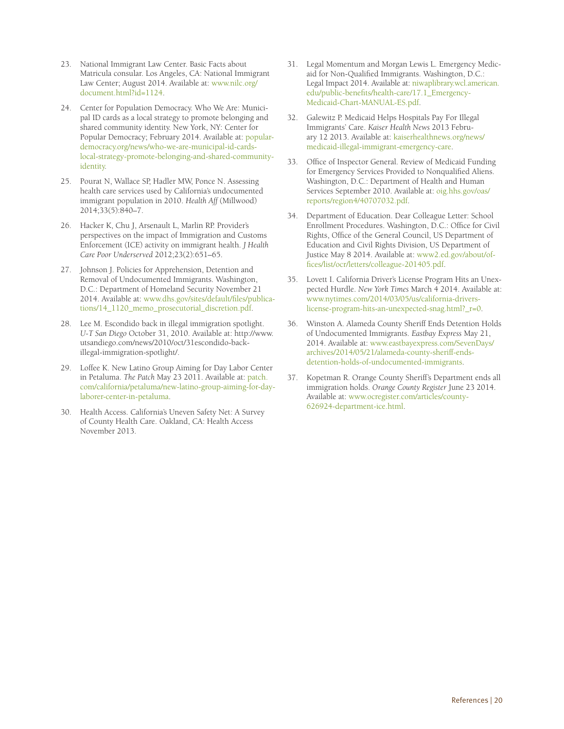23. National Immigrant Law Center. Basic Facts about Matricula consular. Los Angeles, CA: National Immigrant Law Center; August 2014. Available at: www.nilc.org/document.html?id=1124.

24. Center for Population Democracy. Who We Are: Municipal ID cards as a local strategy to promote belonging and shared community identity. New York, NY: Center for Popular Democracy; February 2014. Available at: populardemocracy.org/news/who-we-are-municipal-id-cards-local-strategy-promote-belonging-and-shared-community-identity.

25. Pourat N, Wallace SP, Hadler MW, Ponce N. Assessing health care services used by California's undocumented immigrant population in 2010. *Health Aff* (Millwood) 2014;33(5):840–7.

26. Hacker K, Chu J, Arsenault L, Marlin RP. Provider's perspectives on the impact of Immigration and Customs Enforcement (ICE) activity on immigrant health. *J Health Care Poor Underserved* 2012;23(2):651–65.

27. Johnson J. Policies for Apprehension, Detention and Removal of Undocumented Immigrants. Washington, D.C.: Department of Homeland Security November 21 2014. Available at: www.dhs.gov/sites/default/files/publications/14_1120_memo_prosecutorial_discretion.pdf.

28. Lee M. Escondido back in illegal immigration spotlight. *U-T San Diego* October 31, 2010. Available at: http://www.utsandiego.com/news/2010/oct/31escondido-back-illegal-immigration-spotlight/.

29. Loffee K. New Latino Group Aiming for Day Labor Center in Petaluma. *The Patch* May 23 2011. Available at: patch.com/california/petaluma/new-latino-group-aiming-for-day-laborer-center-in-petaluma.

30. Health Access. California's Uneven Safety Net: A Survey of County Health Care. Oakland, CA: Health Access November 2013.

31. Legal Momentum and Morgan Lewis L. Emergency Medicaid for Non-Qualified Immigrants. Washington, D.C.: Legal Impact 2014. Available at: niwaplibrary.wcl.american.edu/public-benefits/health-care/17.1_Emergency-Medicaid-Chart-MANUAL-ES.pdf.

32. Galewitz P. Medicaid Helps Hospitals Pay For Illegal Immigrants' Care. *Kaiser Health News* 2013 February 12 2013. Available at: kaiserhealthnews.org/news/medicaid-illegal-immigrant-emergency-care.

33. Office of Inspector General. Review of Medicaid Funding for Emergency Services Provided to Nonqualified Aliens. Washington, D.C.: Department of Health and Human Services September 2010. Available at: oig.hhs.gov/oas/reports/region4/40707032.pdf.

34. Department of Education. Dear Colleague Letter: School Enrollment Procedures. Washington, D.C.: Office for Civil Rights, Office of the General Council, US Department of Education and Civil Rights Division, US Department of Justice May 8 2014. Available at: www2.ed.gov/about/offices/list/ocr/letters/colleague-201405.pdf.

35. Lovett I. California Driver's License Program Hits an Unexpected Hurdle. *New York Times* March 4 2014. Available at: www.nytimes.com/2014/03/05/us/california-drivers-license-program-hits-an-unexpected-snag.html?_r=0.

36. Winston A. Alameda County Sheriff Ends Detention Holds of Undocumented Immigrants. *Eastbay Express* May 21, 2014. Available at: www.eastbayexpress.com/SevenDays/archives/2014/05/21/alameda-county-sheriff-ends-detention-holds-of-undocumented-immigrants.

37. Kopetman R. Orange County Sheriff's Department ends all immigration holds. *Orange County Register* June 23 2014. Available at: www.ocregister.com/articles/county-626924-department-ice.html.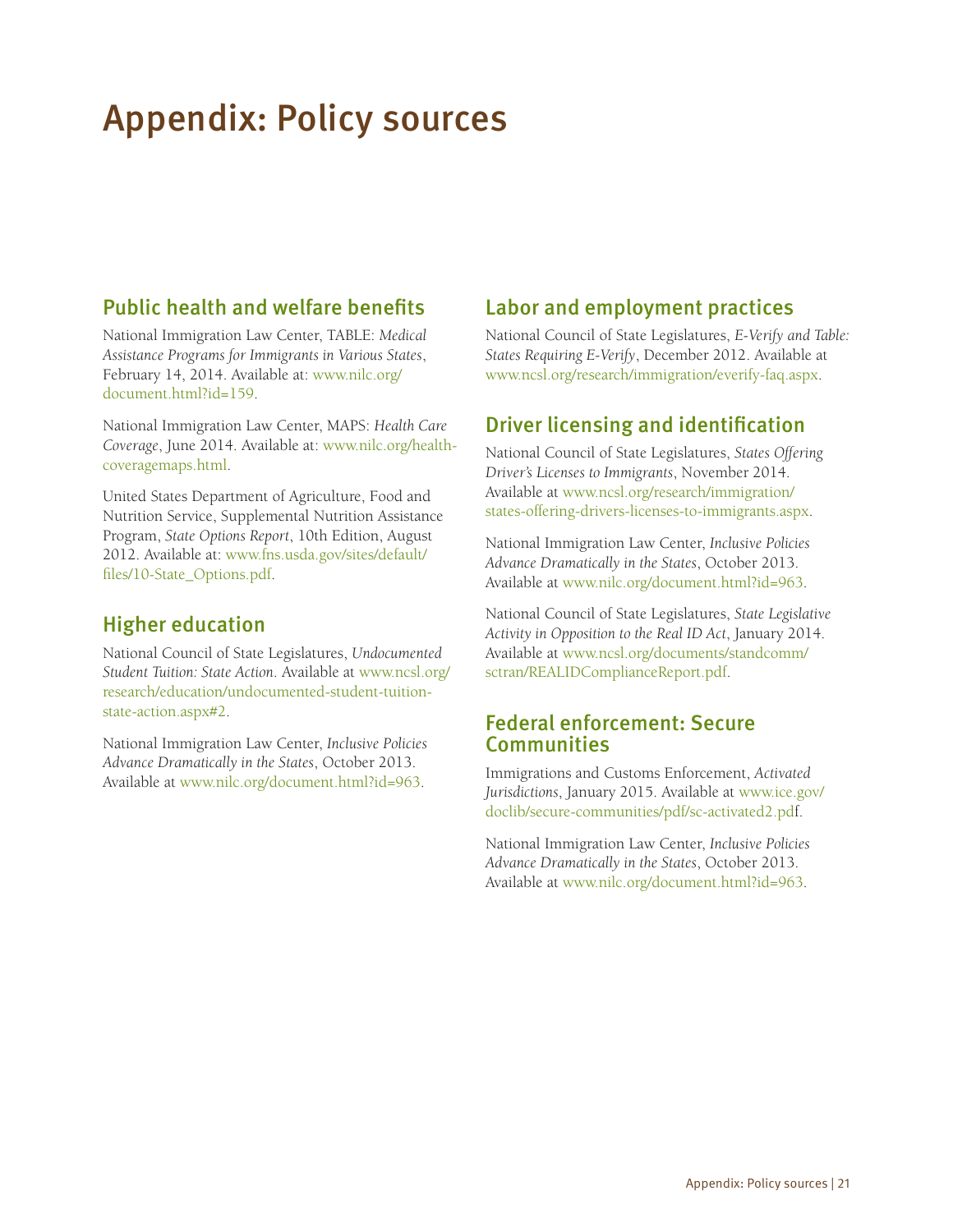# Appendix: Policy sources

## Public health and welfare benefits

National Immigration Law Center, TABLE: *Medical Assistance Programs for Immigrants in Various States*, February 14, 2014. Available at: www.nilc.org/document.html?id=159.

National Immigration Law Center, MAPS: *Health Care Coverage*, June 2014. Available at: www.nilc.org/healthcoveragemaps.html.

United States Department of Agriculture, Food and Nutrition Service, Supplemental Nutrition Assistance Program, *State Options Report*, 10th Edition, August 2012. Available at: www.fns.usda.gov/sites/default/files/10-State_Options.pdf.

## Higher education

National Council of State Legislatures, *Undocumented Student Tuition: State Action*. Available at www.ncsl.org/research/education/undocumented-student-tuition-state-action.aspx#2.

National Immigration Law Center, *Inclusive Policies Advance Dramatically in the States*, October 2013. Available at www.nilc.org/document.html?id=963.

## Labor and employment practices

National Council of State Legislatures, *E-Verify and Table: States Requiring E-Verify*, December 2012. Available at www.ncsl.org/research/immigration/everify-faq.aspx.

## Driver licensing and identification

National Council of State Legislatures, *States Offering Driver's Licenses to Immigrants*, November 2014. Available at www.ncsl.org/research/immigration/states-offering-drivers-licenses-to-immigrants.aspx.

National Immigration Law Center, *Inclusive Policies Advance Dramatically in the States*, October 2013. Available at www.nilc.org/document.html?id=963.

National Council of State Legislatures, *State Legislative Activity in Opposition to the Real ID Act*, January 2014. Available at www.ncsl.org/documents/standcomm/sctran/REALIDComplianceReport.pdf.

## Federal enforcement: Secure Communities

Immigrations and Customs Enforcement, *Activated Jurisdictions*, January 2015. Available at www.ice.gov/doclib/secure-communities/pdf/sc-activated2.pdf.

National Immigration Law Center, *Inclusive Policies Advance Dramatically in the States*, October 2013. Available at www.nilc.org/document.html?id=963.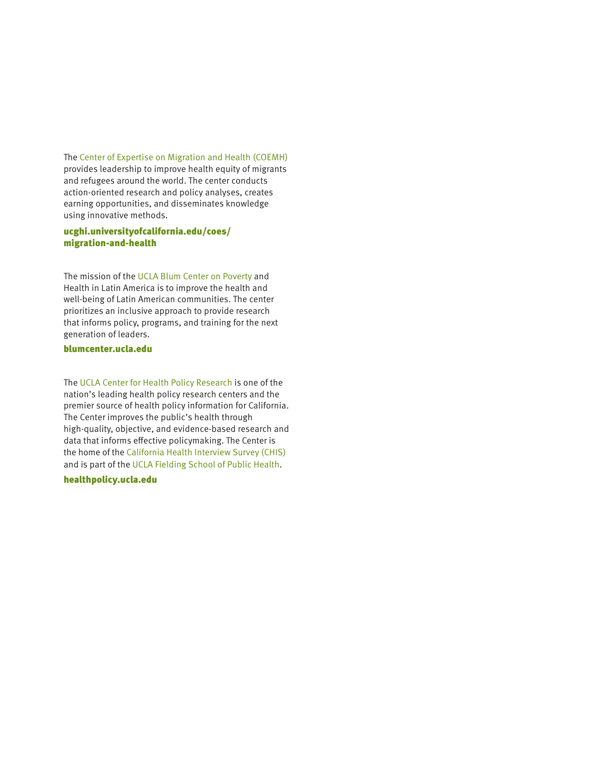The Center of Expertise on Migration and Health (COEMH) provides leadership to improve health equity of migrants and refugees around the world. The center conducts action-oriented research and policy analyses, creates earning opportunities, and disseminates knowledge using innovative methods.

**ucghi.universityofcalifornia.edu/coes/migration-and-health**

The mission of the UCLA Blum Center on Poverty and Health in Latin America is to improve the health and well-being of Latin American communities. The center prioritizes an inclusive approach to provide research that informs policy, programs, and training for the next generation of leaders.

**blumcenter.ucla.edu**

The UCLA Center for Health Policy Research is one of the nation's leading health policy research centers and the premier source of health policy information for California. The Center improves the public's health through high-quality, objective, and evidence-based research and data that informs effective policymaking. The Center is the home of the California Health Interview Survey (CHIS) and is part of the UCLA Fielding School of Public Health.

**healthpolicy.ucla.edu**